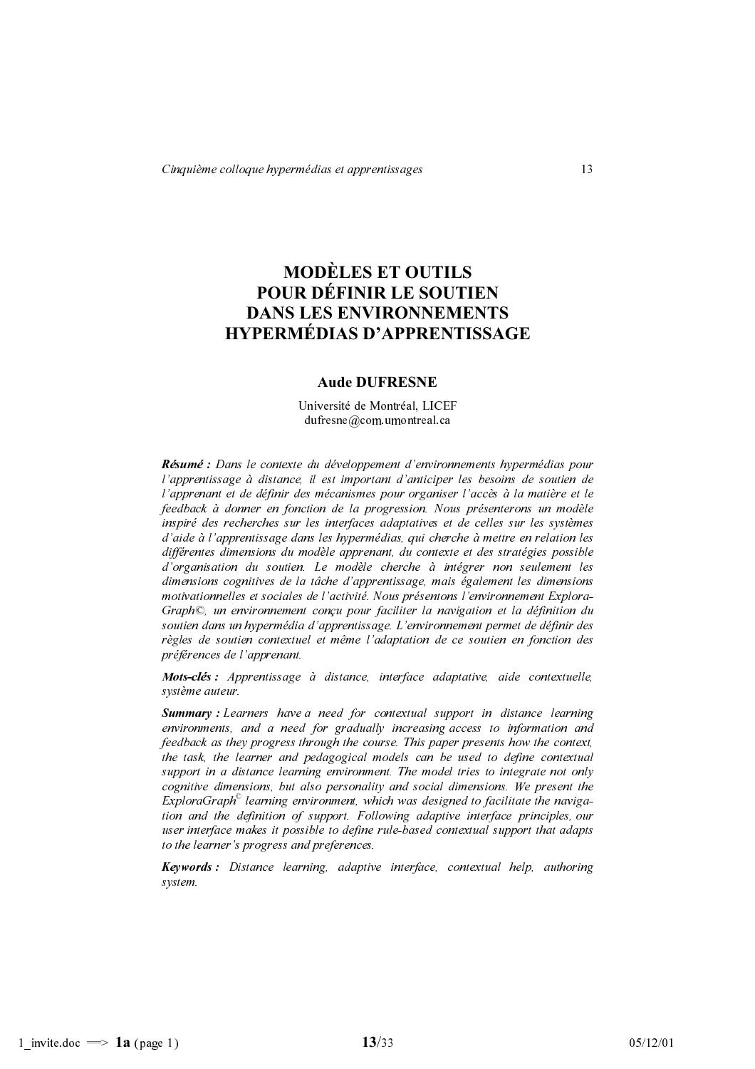# MODÈLES ET OUTILS POUR DÉFINIR LE SOUTIEN DANS LES ENVIRONNEMENTS HYPERMÉDIAS D'APPRENTISSAGE

**Aude DUFRESNE**

Université de Montréal, LICEF
dufresne@com.umontreal.ca

***Résumé :*** *Dans le contexte du développement d'environnements hypermédias pour l'apprentissage à distance, il est important d'anticiper les besoins de soutien de l'apprenant et de définir des mécanismes pour organiser l'accès à la matière et le feedback à donner en fonction de la progression. Nous présenterons un modèle inspiré des recherches sur les interfaces adaptatives et de celles sur les systèmes d'aide à l'apprentissage dans les hypermédias, qui cherche à mettre en relation les différentes dimensions du modèle apprenant, du contexte et des stratégies possible d'organisation du soutien. Le modèle cherche à intégrer non seulement les dimensions cognitives de la tâche d'apprentissage, mais également les dimensions motivationnelles et sociales de l'activité. Nous présentons l'environnement Explora-Graph©, un environnement conçu pour faciliter la navigation et la définition du soutien dans un hypermédia d'apprentissage. L'environnement permet de définir des règles de soutien contextuel et même l'adaptation de ce soutien en fonction des préférences de l'apprenant.*

***Mots-clés :*** *Apprentissage à distance, interface adaptative, aide contextuelle, système auteur.*

***Summary :*** *Learners have a need for contextual support in distance learning environments, and a need for gradually increasing access to information and feedback as they progress through the course. This paper presents how the context, the task, the learner and pedagogical models can be used to define contextual support in a distance learning environment. The model tries to integrate not only cognitive dimensions, but also personality and social dimensions. We present the ExploraGraph© learning environment, which was designed to facilitate the navigation and the definition of support. Following adaptive interface principles, our user interface makes it possible to define rule-based contextual support that adapts to the learner's progress and preferences.*

***Keywords :*** *Distance learning, adaptive interface, contextual help, authoring system.*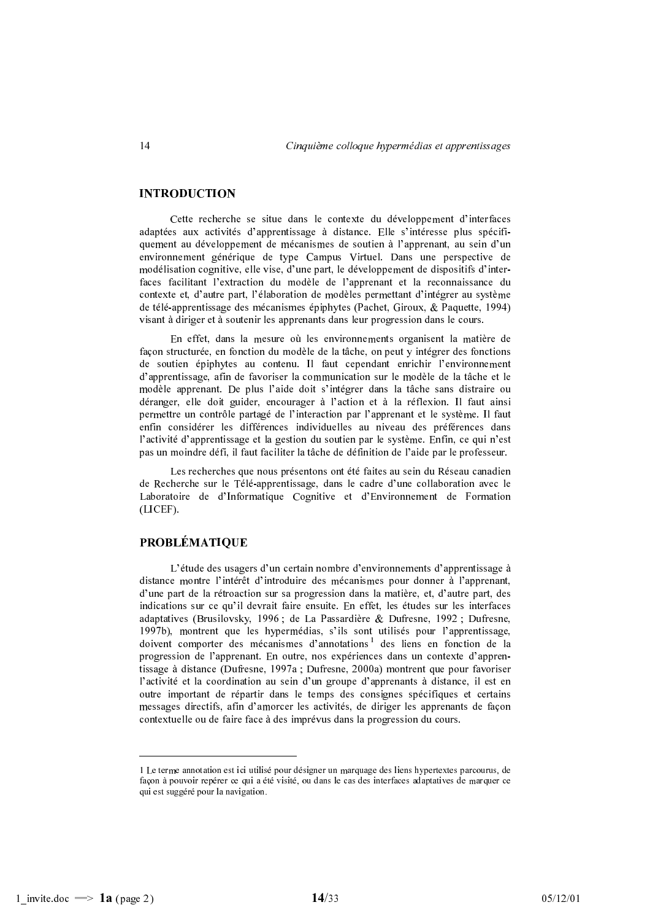## INTRODUCTION

Cette recherche se situe dans le contexte du développement d'interfaces adaptées aux activités d'apprentissage à distance. Elle s'intéresse plus spécifiquement au développement de mécanismes de soutien à l'apprenant, au sein d'un environnement générique de type Campus Virtuel. Dans une perspective de modélisation cognitive, elle vise, d'une part, le développement de dispositifs d'interfaces facilitant l'extraction du modèle de l'apprenant et la reconnaissance du contexte et, d'autre part, l'élaboration de modèles permettant d'intégrer au système de télé-apprentissage des mécanismes épiphytes (Pachet, Giroux, & Paquette, 1994) visant à diriger et à soutenir les apprenants dans leur progression dans le cours.

En effet, dans la mesure où les environnements organisent la matière de façon structurée, en fonction du modèle de la tâche, on peut y intégrer des fonctions de soutien épiphytes au contenu. Il faut cependant enrichir l'environnement d'apprentissage, afin de favoriser la communication sur le modèle de la tâche et le modèle apprenant. De plus l'aide doit s'intégrer dans la tâche sans distraire ou déranger, elle doit guider, encourager à l'action et à la réflexion. Il faut ainsi permettre un contrôle partagé de l'interaction par l'apprenant et le système. Il faut enfin considérer les différences individuelles au niveau des préférences dans l'activité d'apprentissage et la gestion du soutien par le système. Enfin, ce qui n'est pas un moindre défi, il faut faciliter la tâche de définition de l'aide par le professeur.

Les recherches que nous présentons ont été faites au sein du Réseau canadien de Recherche sur le Télé-apprentissage, dans le cadre d'une collaboration avec le Laboratoire de d'Informatique Cognitive et d'Environnement de Formation (LICEF).

## PROBLÉMATIQUE

L'étude des usagers d'un certain nombre d'environnements d'apprentissage à distance montre l'intérêt d'introduire des mécanismes pour donner à l'apprenant, d'une part de la rétroaction sur sa progression dans la matière, et, d'autre part, des indications sur ce qu'il devrait faire ensuite. En effet, les études sur les interfaces adaptatives (Brusilovsky, 1996 ; de La Passardière & Dufresne, 1992 ; Dufresne, 1997b), montrent que les hypermédias, s'ils sont utilisés pour l'apprentissage, doivent comporter des mécanismes d'annotations [1] des liens en fonction de la progression de l'apprenant. En outre, nos expériences dans un contexte d'apprentissage à distance (Dufresne, 1997a ; Dufresne, 2000a) montrent que pour favoriser l'activité et la coordination au sein d'un groupe d'apprenants à distance, il est en outre important de répartir dans le temps des consignes spécifiques et certains messages directifs, afin d'amorcer les activités, de diriger les apprenants de façon contextuelle ou de faire face à des imprévus dans la progression du cours.

---

[1] Le terme annotation est ici utilisé pour désigner un marquage des liens hypertextes parcourus, de façon à pouvoir repérer ce qui a été visité, ou dans le cas des interfaces adaptatives de marquer ce qui est suggéré pour la navigation.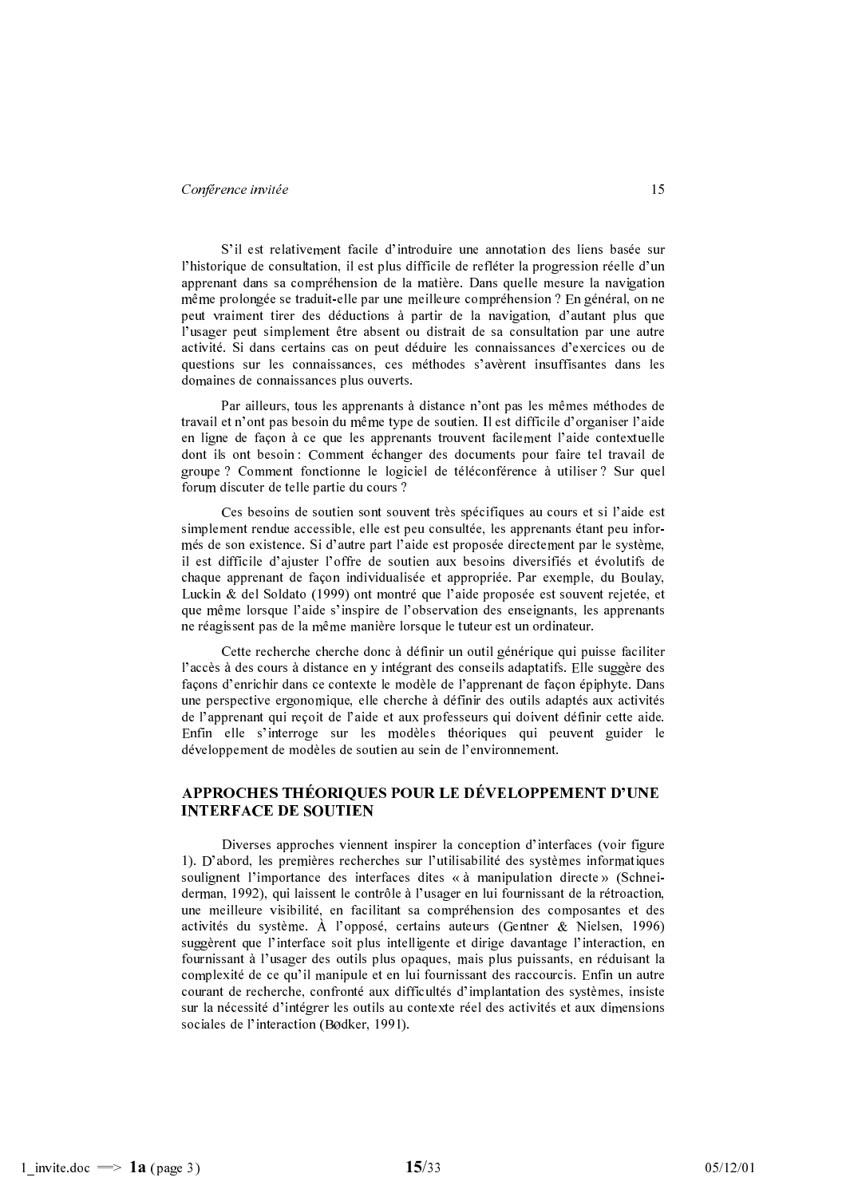S'il est relativement facile d'introduire une annotation des liens basée sur l'historique de consultation, il est plus difficile de refléter la progression réelle d'un apprenant dans sa compréhension de la matière. Dans quelle mesure la navigation même prolongée se traduit-elle par une meilleure compréhension ? En général, on ne peut vraiment tirer des déductions à partir de la navigation, d'autant plus que l'usager peut simplement être absent ou distrait de sa consultation par une autre activité. Si dans certains cas on peut déduire les connaissances d'exercices ou de questions sur les connaissances, ces méthodes s'avèrent insuffisantes dans les domaines de connaissances plus ouverts.

Par ailleurs, tous les apprenants à distance n'ont pas les mêmes méthodes de travail et n'ont pas besoin du même type de soutien. Il est difficile d'organiser l'aide en ligne de façon à ce que les apprenants trouvent facilement l'aide contextuelle dont ils ont besoin : Comment échanger des documents pour faire tel travail de groupe ? Comment fonctionne le logiciel de téléconférence à utiliser ? Sur quel forum discuter de telle partie du cours ?

Ces besoins de soutien sont souvent très spécifiques au cours et si l'aide est simplement rendue accessible, elle est peu consultée, les apprenants étant peu informés de son existence. Si d'autre part l'aide est proposée directement par le système, il est difficile d'ajuster l'offre de soutien aux besoins diversifiés et évolutifs de chaque apprenant de façon individualisée et appropriée. Par exemple, du Boulay, Luckin & del Soldato (1999) ont montré que l'aide proposée est souvent rejetée, et que même lorsque l'aide s'inspire de l'observation des enseignants, les apprenants ne réagissent pas de la même manière lorsque le tuteur est un ordinateur.

Cette recherche cherche donc à définir un outil générique qui puisse faciliter l'accès à des cours à distance en y intégrant des conseils adaptatifs. Elle suggère des façons d'enrichir dans ce contexte le modèle de l'apprenant de façon épiphyte. Dans une perspective ergonomique, elle cherche à définir des outils adaptés aux activités de l'apprenant qui reçoit de l'aide et aux professeurs qui doivent définir cette aide. Enfin elle s'interroge sur les modèles théoriques qui peuvent guider le développement de modèles de soutien au sein de l'environnement.

## APPROCHES THÉORIQUES POUR LE DÉVELOPPEMENT D'UNE INTERFACE DE SOUTIEN

Diverses approches viennent inspirer la conception d'interfaces (voir figure 1). D'abord, les premières recherches sur l'utilisabilité des systèmes informatiques soulignent l'importance des interfaces dites « à manipulation directe » (Schneiderman, 1992), qui laissent le contrôle à l'usager en lui fournissant de la rétroaction, une meilleure visibilité, en facilitant sa compréhension des composantes et des activités du système. À l'opposé, certains auteurs (Gentner & Nielsen, 1996) suggèrent que l'interface soit plus intelligente et dirige davantage l'interaction, en fournissant à l'usager des outils plus opaques, mais plus puissants, en réduisant la complexité de ce qu'il manipule et en lui fournissant des raccourcis. Enfin un autre courant de recherche, confronté aux difficultés d'implantation des systèmes, insiste sur la nécessité d'intégrer les outils au contexte réel des activités et aux dimensions sociales de l'interaction (Bødker, 1991).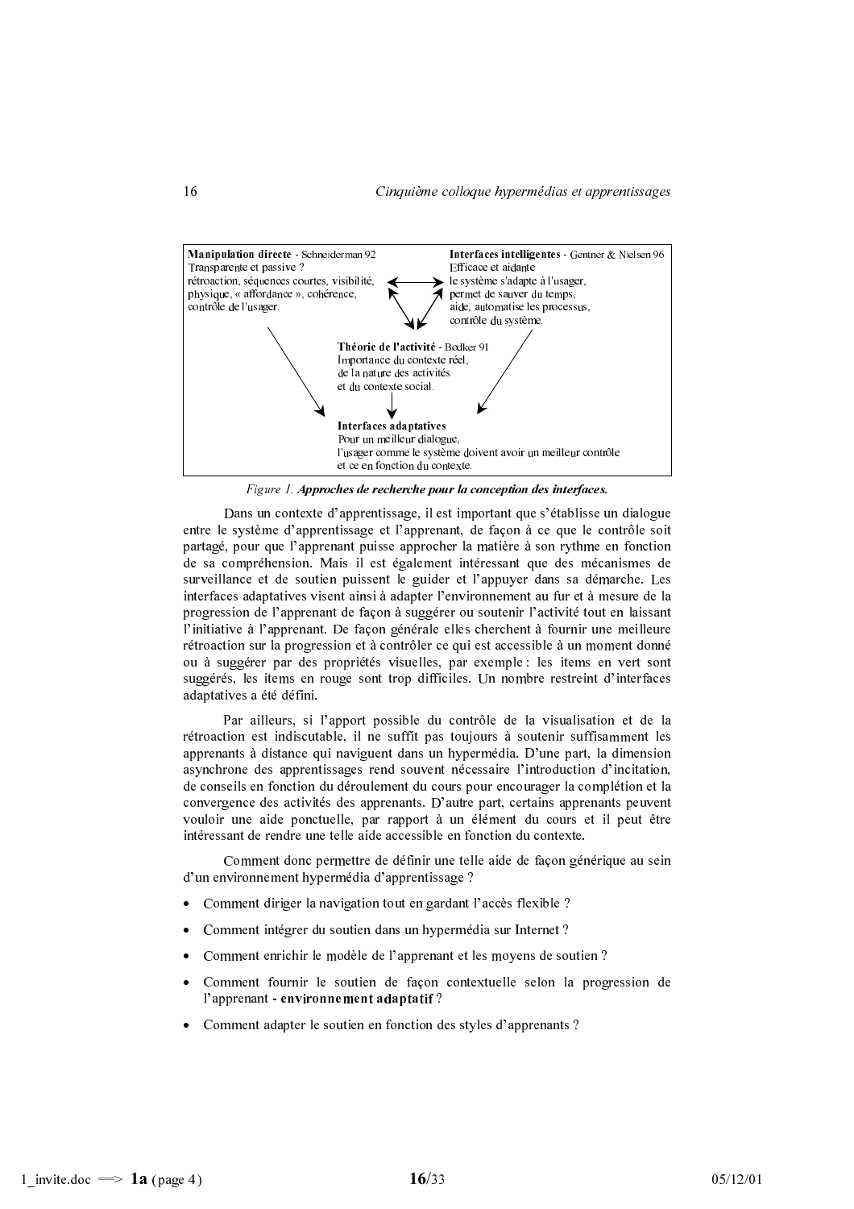**Manipulation directe** - Schneiderman 92
Transparente et passive ?
rétroaction, séquences courtes, visibilité, physique, « affordance », cohérence, contrôle de l'usager.

**Interfaces intelligentes** - Gentner & Nielsen 96
Efficace et aidante
le système s'adapte à l'usager, permet de sauver du temps, aide, automatise les processus, contrôle du système.

**Théorie de l'activité** - Bødker 91
Importance du contexte réel, de la nature des activités et du contexte social.

**Interfaces adaptatives**
Pour un meilleur dialogue, l'usager comme le système doivent avoir un meilleur contrôle et ce en fonction du contexte.

*Figure 1.* ***Approches de recherche pour la conception des interfaces.***

Dans un contexte d'apprentissage, il est important que s'établisse un dialogue entre le système d'apprentissage et l'apprenant, de façon à ce que le contrôle soit partagé, pour que l'apprenant puisse approcher la matière à son rythme en fonction de sa compréhension. Mais il est également intéressant que des mécanismes de surveillance et de soutien puissent le guider et l'appuyer dans sa démarche. Les interfaces adaptatives visent ainsi à adapter l'environnement au fur et à mesure de la progression de l'apprenant de façon à suggérer ou soutenir l'activité tout en laissant l'initiative à l'apprenant. De façon générale elles cherchent à fournir une meilleure rétroaction sur la progression et à contrôler ce qui est accessible à un moment donné ou à suggérer par des propriétés visuelles, par exemple : les items en vert sont suggérés, les items en rouge sont trop difficiles. Un nombre restreint d'interfaces adaptatives a été défini.

Par ailleurs, si l'apport possible du contrôle de la visualisation et de la rétroaction est indiscutable, il ne suffit pas toujours à soutenir suffisamment les apprenants à distance qui naviguent dans un hypermédia. D'une part, la dimension asynchrone des apprentissages rend souvent nécessaire l'introduction d'incitation, de conseils en fonction du déroulement du cours pour encourager la complétion et la convergence des activités des apprenants. D'autre part, certains apprenants peuvent vouloir une aide ponctuelle, par rapport à un élément du cours et il peut être intéressant de rendre une telle aide accessible en fonction du contexte.

Comment donc permettre de définir une telle aide de façon générique au sein d'un environnement hypermédia d'apprentissage ?

- Comment diriger la navigation tout en gardant l'accès flexible ?
- Comment intégrer du soutien dans un hypermédia sur Internet ?
- Comment enrichir le modèle de l'apprenant et les moyens de soutien ?
- Comment fournir le soutien de façon contextuelle selon la progression de l'apprenant **- environnement adaptatif** ?
- Comment adapter le soutien en fonction des styles d'apprenants ?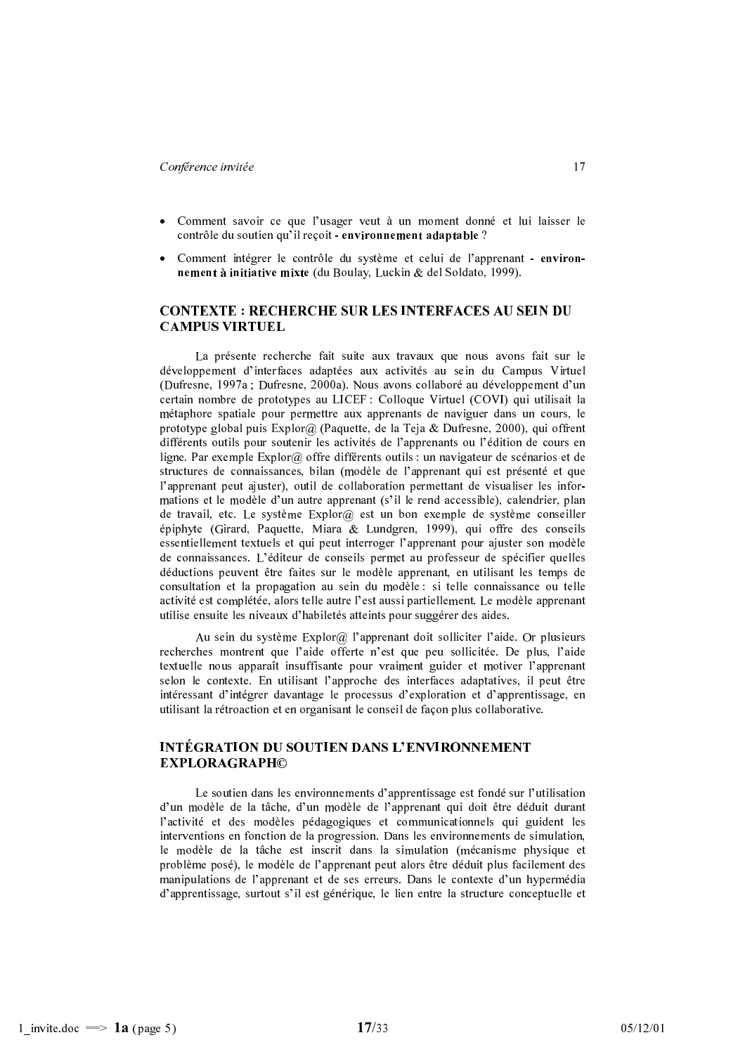- Comment savoir ce que l'usager veut à un moment donné et lui laisser le contrôle du soutien qu'il reçoit **- environnement adaptable** ?
- Comment intégrer le contrôle du système et celui de l'apprenant **- environnement à initiative mixte** (du Boulay, Luckin & del Soldato, 1999).

## CONTEXTE : RECHERCHE SUR LES INTERFACES AU SEIN DU CAMPUS VIRTUEL

La présente recherche fait suite aux travaux que nous avons fait sur le développement d'interfaces adaptées aux activités au sein du Campus Virtuel (Dufresne, 1997a ; Dufresne, 2000a). Nous avons collaboré au développement d'un certain nombre de prototypes au LICEF : Colloque Virtuel (COVI) qui utilisait la métaphore spatiale pour permettre aux apprenants de naviguer dans un cours, le prototype global puis Explor@ (Paquette, de la Teja & Dufresne, 2000), qui offrent différents outils pour soutenir les activités de l'apprenants ou l'édition de cours en ligne. Par exemple Explor@ offre différents outils : un navigateur de scénarios et de structures de connaissances, bilan (modèle de l'apprenant qui est présenté et que l'apprenant peut ajuster), outil de collaboration permettant de visualiser les informations et le modèle d'un autre apprenant (s'il le rend accessible), calendrier, plan de travail, etc. Le système Explor@ est un bon exemple de système conseiller épiphyte (Girard, Paquette, Miara & Lundgren, 1999), qui offre des conseils essentiellement textuels et qui peut interroger l'apprenant pour ajuster son modèle de connaissances. L'éditeur de conseils permet au professeur de spécifier quelles déductions peuvent être faites sur le modèle apprenant, en utilisant les temps de consultation et la propagation au sein du modèle : si telle connaissance ou telle activité est complétée, alors telle autre l'est aussi partiellement. Le modèle apprenant utilise ensuite les niveaux d'habiletés atteints pour suggérer des aides.

Au sein du système Explor@ l'apprenant doit solliciter l'aide. Or plusieurs recherches montrent que l'aide offerte n'est que peu sollicitée. De plus, l'aide textuelle nous apparaît insuffisante pour vraiment guider et motiver l'apprenant selon le contexte. En utilisant l'approche des interfaces adaptatives, il peut être intéressant d'intégrer davantage le processus d'exploration et d'apprentissage, en utilisant la rétroaction et en organisant le conseil de façon plus collaborative.

## INTÉGRATION DU SOUTIEN DANS L'ENVIRONNEMENT EXPLORAGRAPH©

Le soutien dans les environnements d'apprentissage est fondé sur l'utilisation d'un modèle de la tâche, d'un modèle de l'apprenant qui doit être déduit durant l'activité et des modèles pédagogiques et communicationnels qui guident les interventions en fonction de la progression. Dans les environnements de simulation, le modèle de la tâche est inscrit dans la simulation (mécanisme physique et problème posé), le modèle de l'apprenant peut alors être déduit plus facilement des manipulations de l'apprenant et de ses erreurs. Dans le contexte d'un hypermédia d'apprentissage, surtout s'il est générique, le lien entre la structure conceptuelle et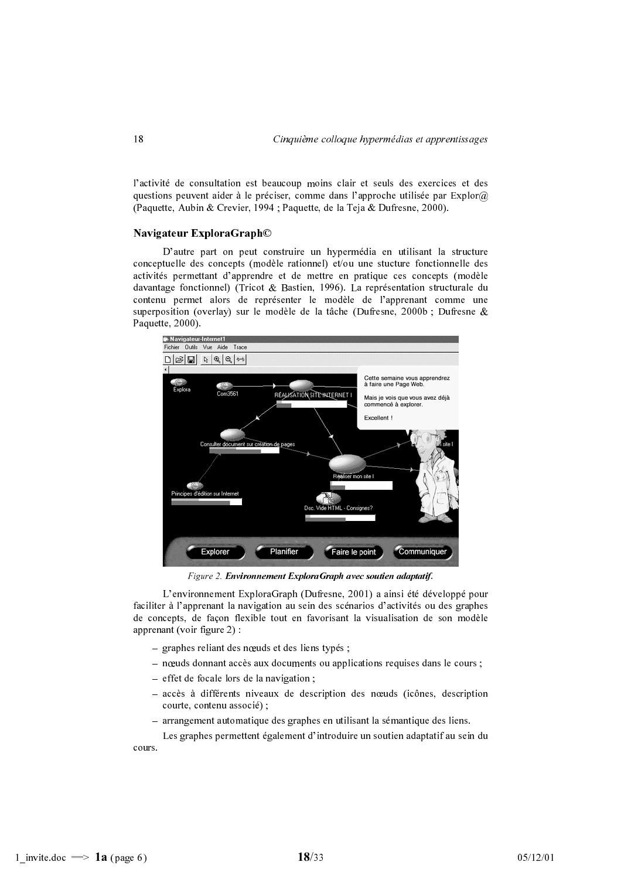l'activité de consultation est beaucoup moins clair et seuls des exercices et des questions peuvent aider à le préciser, comme dans l'approche utilisée par Explor@ (Paquette, Aubin & Crevier, 1994 ; Paquette, de la Teja & Dufresne, 2000).

### Navigateur ExploraGraph©

D'autre part on peut construire un hypermédia en utilisant la structure conceptuelle des concepts (modèle rationnel) et/ou une stucture fonctionnelle des activités permettant d'apprendre et de mettre en pratique ces concepts (modèle davantage fonctionnel) (Tricot & Bastien, 1996). La représentation structurale du contenu permet alors de représenter le modèle de l'apprenant comme une superposition (overlay) sur le modèle de la tâche (Dufresne, 2000b ; Dufresne & Paquette, 2000).

*Figure 2. **Environnement ExploraGraph avec soutien adaptatif**.*

L'environnement ExploraGraph (Dufresne, 2001) a ainsi été développé pour faciliter à l'apprenant la navigation au sein des scénarios d'activités ou des graphes de concepts, de façon flexible tout en favorisant la visualisation de son modèle apprenant (voir figure 2) :

- graphes reliant des nœuds et des liens typés ;
- nœuds donnant accès aux documents ou applications requises dans le cours ;
- effet de focale lors de la navigation ;
- accès à différents niveaux de description des nœuds (icônes, description courte, contenu associé) ;
- arrangement automatique des graphes en utilisant la sémantique des liens.

Les graphes permettent également d'introduire un soutien adaptatif au sein du cours.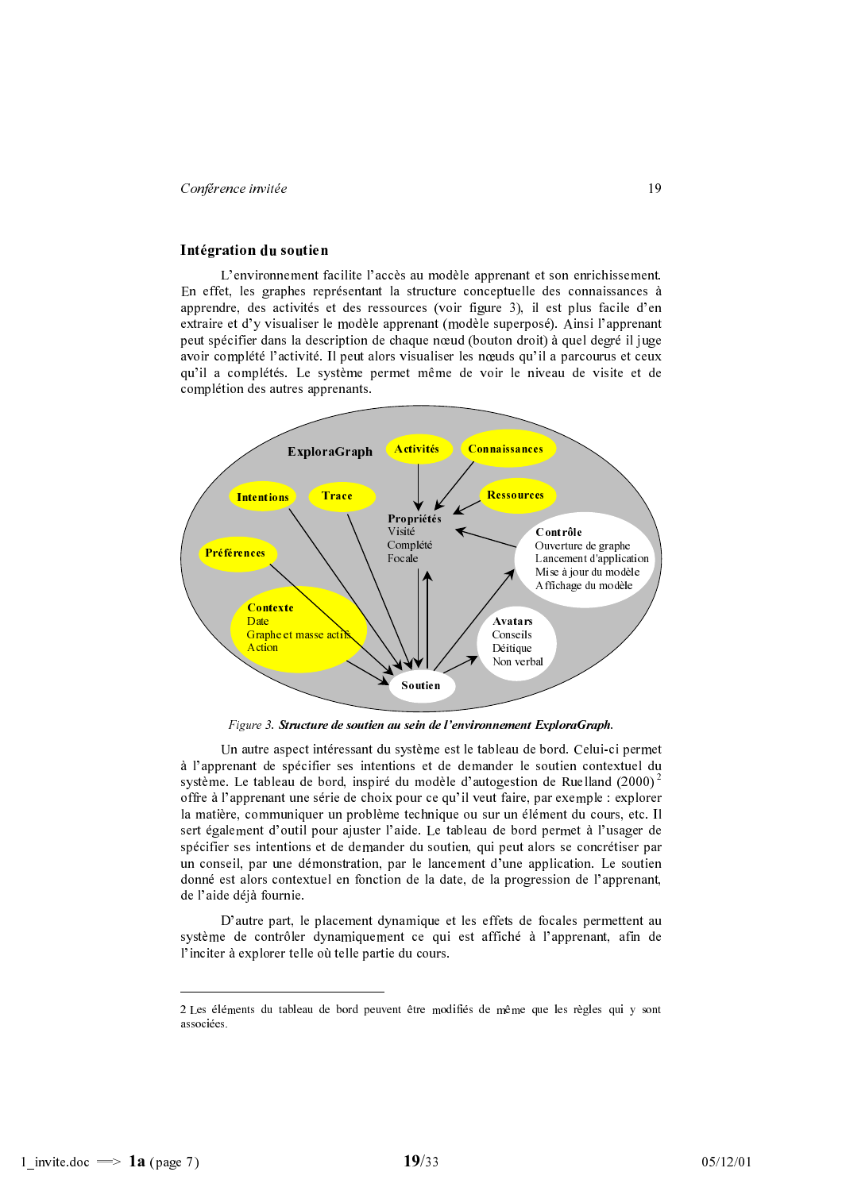## Intégration du soutien

L'environnement facilite l'accès au modèle apprenant et son enrichissement. En effet, les graphes représentant la structure conceptuelle des connaissances à apprendre, des activités et des ressources (voir figure 3), il est plus facile d'en extraire et d'y visualiser le modèle apprenant (modèle superposé). Ainsi l'apprenant peut spécifier dans la description de chaque nœud (bouton droit) à quel degré il juge avoir complété l'activité. Il peut alors visualiser les nœuds qu'il a parcourus et ceux qu'il a complétés. Le système permet même de voir le niveau de visite et de complétion des autres apprenants.

ExploraGraph

Activités

Connaissances

Intentions

Trace

Ressources

**Propriétés**
Visité
Complété
Focale

Préférences

**Contrôle**
Ouverture de graphe
Lancement d'application
Mise à jour du modèle
Affichage du modèle

**Contexte**
Date
Graphe et masse actifs
Action

**Avatars**
Conseils
Déitique
Non verbal

Soutien

*Figure 3.* ***Structure de soutien au sein de l'environnement ExploraGraph.***

Un autre aspect intéressant du système est le tableau de bord. Celui-ci permet à l'apprenant de spécifier ses intentions et de demander le soutien contextuel du système. Le tableau de bord, inspiré du modèle d'autogestion de Ruelland (2000)[2] offre à l'apprenant une série de choix pour ce qu'il veut faire, par exemple : explorer la matière, communiquer un problème technique ou sur un élément du cours, etc. Il sert également d'outil pour ajuster l'aide. Le tableau de bord permet à l'usager de spécifier ses intentions et de demander du soutien, qui peut alors se concrétiser par un conseil, par une démonstration, par le lancement d'une application. Le soutien donné est alors contextuel en fonction de la date, de la progression de l'apprenant, de l'aide déjà fournie.

D'autre part, le placement dynamique et les effets de focales permettent au système de contrôler dynamiquement ce qui est affiché à l'apprenant, afin de l'inciter à explorer telle où telle partie du cours.

---

2 Les éléments du tableau de bord peuvent être modifiés de même que les règles qui y sont associées.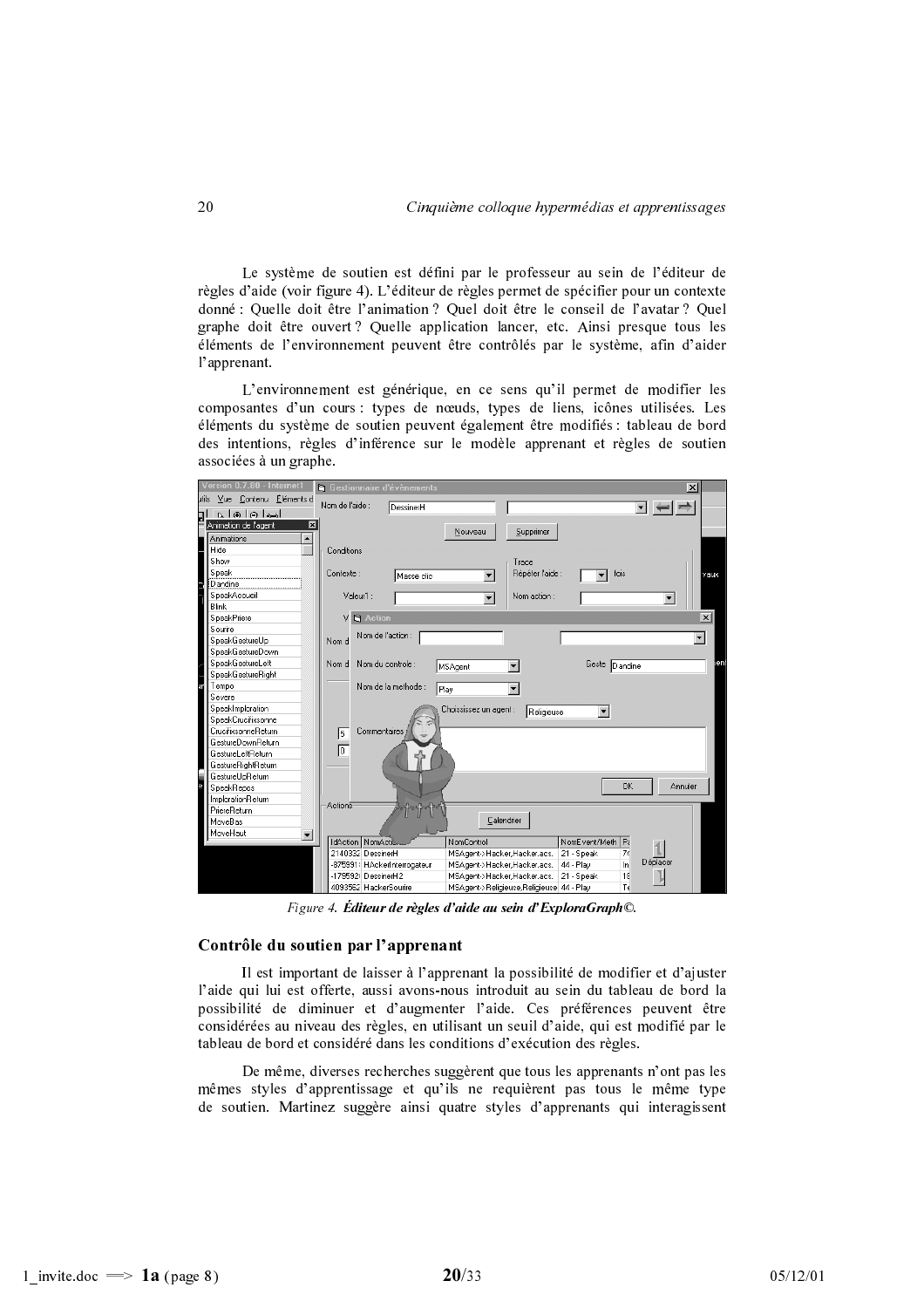Le système de soutien est défini par le professeur au sein de l'éditeur de règles d'aide (voir figure 4). L'éditeur de règles permet de spécifier pour un contexte donné : Quelle doit être l'animation ? Quel doit être le conseil de l'avatar ? Quel graphe doit être ouvert ? Quelle application lancer, etc. Ainsi presque tous les éléments de l'environnement peuvent être contrôlés par le système, afin d'aider l'apprenant.

L'environnement est générique, en ce sens qu'il permet de modifier les composantes d'un cours : types de nœuds, types de liens, icônes utilisées. Les éléments du système de soutien peuvent également être modifiés : tableau de bord des intentions, règles d'inférence sur le modèle apprenant et règles de soutien associées à un graphe.

*Figure 4.* ***Éditeur de règles d'aide au sein d'ExploraGraph©.***

### Contrôle du soutien par l'apprenant

Il est important de laisser à l'apprenant la possibilité de modifier et d'ajuster l'aide qui lui est offerte, aussi avons-nous introduit au sein du tableau de bord la possibilité de diminuer et d'augmenter l'aide. Ces préférences peuvent être considérées au niveau des règles, en utilisant un seuil d'aide, qui est modifié par le tableau de bord et considéré dans les conditions d'exécution des règles.

De même, diverses recherches suggèrent que tous les apprenants n'ont pas les mêmes styles d'apprentissage et qu'ils ne requièrent pas tous le même type de soutien. Martinez suggère ainsi quatre styles d'apprenants qui interagissent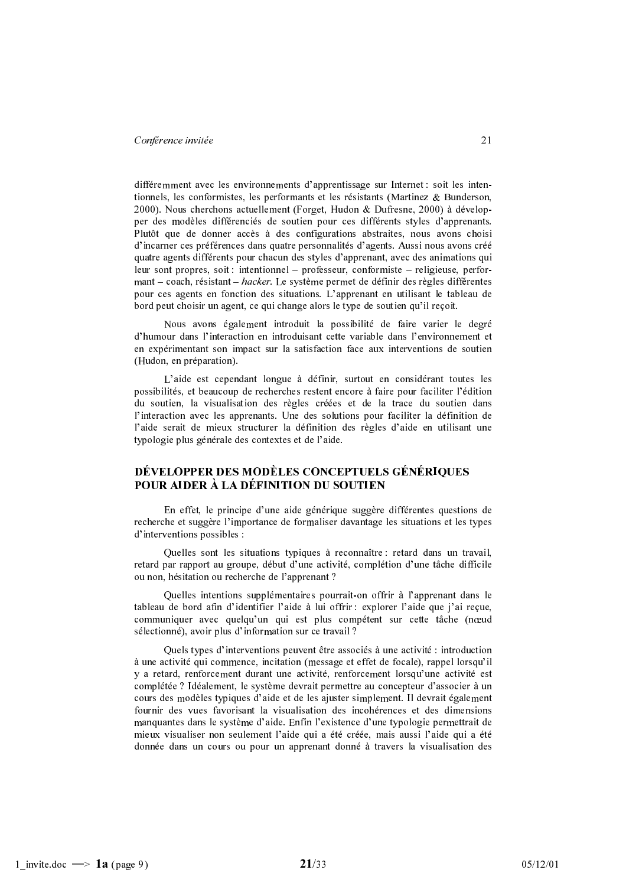différemment avec les environnements d'apprentissage sur Internet : soit les intentionnels, les conformistes, les performants et les résistants (Martinez & Bunderson, 2000). Nous cherchons actuellement (Forget, Hudon & Dufresne, 2000) à développer des modèles différenciés de soutien pour ces différents styles d'apprenants. Plutôt que de donner accès à des configurations abstraites, nous avons choisi d'incarner ces préférences dans quatre personnalités d'agents. Aussi nous avons créé quatre agents différents pour chacun des styles d'apprenant, avec des animations qui leur sont propres, soit : intentionnel – professeur, conformiste – religieuse, performant – coach, résistant – *hacker*. Le système permet de définir des règles différentes pour ces agents en fonction des situations. L'apprenant en utilisant le tableau de bord peut choisir un agent, ce qui change alors le type de soutien qu'il reçoit.

Nous avons également introduit la possibilité de faire varier le degré d'humour dans l'interaction en introduisant cette variable dans l'environnement et en expérimentant son impact sur la satisfaction face aux interventions de soutien (Hudon, en préparation).

L'aide est cependant longue à définir, surtout en considérant toutes les possibilités, et beaucoup de recherches restent encore à faire pour faciliter l'édition du soutien, la visualisation des règles créées et de la trace du soutien dans l'interaction avec les apprenants. Une des solutions pour faciliter la définition de l'aide serait de mieux structurer la définition des règles d'aide en utilisant une typologie plus générale des contextes et de l'aide.

## DÉVELOPPER DES MODÈLES CONCEPTUELS GÉNÉRIQUES POUR AIDER À LA DÉFINITION DU SOUTIEN

En effet, le principe d'une aide générique suggère différentes questions de recherche et suggère l'importance de formaliser davantage les situations et les types d'interventions possibles :

Quelles sont les situations typiques à reconnaître : retard dans un travail, retard par rapport au groupe, début d'une activité, complétion d'une tâche difficile ou non, hésitation ou recherche de l'apprenant ?

Quelles intentions supplémentaires pourrait-on offrir à l'apprenant dans le tableau de bord afin d'identifier l'aide à lui offrir : explorer l'aide que j'ai reçue, communiquer avec quelqu'un qui est plus compétent sur cette tâche (nœud sélectionné), avoir plus d'information sur ce travail ?

Quels types d'interventions peuvent être associés à une activité : introduction à une activité qui commence, incitation (message et effet de focale), rappel lorsqu'il y a retard, renforcement durant une activité, renforcement lorsqu'une activité est complétée ? Idéalement, le système devrait permettre au concepteur d'associer à un cours des modèles typiques d'aide et de les ajuster simplement. Il devrait également fournir des vues favorisant la visualisation des incohérences et des dimensions manquantes dans le système d'aide. Enfin l'existence d'une typologie permettrait de mieux visualiser non seulement l'aide qui a été créée, mais aussi l'aide qui a été donnée dans un cours ou pour un apprenant donné à travers la visualisation des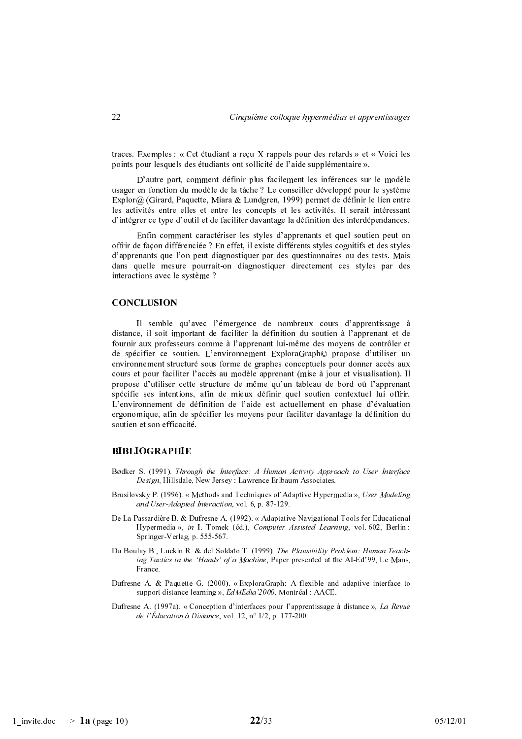traces. Exemples : « Cet étudiant a reçu X rappels pour des retards » et « Voici les points pour lesquels des étudiants ont sollicité de l'aide supplémentaire ».

D'autre part, comment définir plus facilement les inférences sur le modèle usager en fonction du modèle de la tâche ? Le conseiller développé pour le système Explor@ (Girard, Paquette, Miara & Lundgren, 1999) permet de définir le lien entre les activités entre elles et entre les concepts et les activités. Il serait intéressant d'intégrer ce type d'outil et de faciliter davantage la définition des interdépendances.

Enfin comment caractériser les styles d'apprenants et quel soutien peut on offrir de façon différenciée ? En effet, il existe différents styles cognitifs et des styles d'apprenants que l'on peut diagnostiquer par des questionnaires ou des tests. Mais dans quelle mesure pourrait-on diagnostiquer directement ces styles par des interactions avec le système ?

## CONCLUSION

Il semble qu'avec l'émergence de nombreux cours d'apprentissage à distance, il soit important de faciliter la définition du soutien à l'apprenant et de fournir aux professeurs comme à l'apprenant lui-même des moyens de contrôler et de spécifier ce soutien. L'environnement ExploraGraph© propose d'utiliser un environnement structuré sous forme de graphes conceptuels pour donner accès aux cours et pour faciliter l'accès au modèle apprenant (mise à jour et visualisation). Il propose d'utiliser cette structure de même qu'un tableau de bord où l'apprenant spécifie ses intentions, afin de mieux définir quel soutien contextuel lui offrir. L'environnement de définition de l'aide est actuellement en phase d'évaluation ergonomique, afin de spécifier les moyens pour faciliter davantage la définition du soutien et son efficacité.

## BIBLIOGRAPHIE

Bødker S. (1991). *Through the Interface: A Human Activity Approach to User Interface Design*, Hillsdale, New Jersey : Lawrence Erlbaum Associates.

Brusilovsky P. (1996). « Methods and Techniques of Adaptive Hypermedia », *User Modeling and User-Adapted Interaction*, vol. 6, p. 87-129.

De La Passardière B. & Dufresne A. (1992). « Adaptative Navigational Tools for Educational Hypermedia », *in* I. Tomek (éd.), *Computer Assisted Learning*, vol. 602, Berlin : Springer-Verlag, p. 555-567.

Du Boulay B., Luckin R. & del Soldato T. (1999). *The Plausibility Problem: Human Teaching Tactics in the 'Hands' of a Machine*, Paper presented at the AI-Ed'99, Le Mans, France.

Dufresne A. & Paquette G. (2000). « ExploraGraph: A flexible and adaptive interface to support distance learning », *EdMEdia'2000*, Montréal : AACE.

Dufresne A. (1997a). « Conception d'interfaces pour l'apprentissage à distance », *La Revue de l'Éducation à Distance*, vol. 12, n° 1/2, p. 177-200.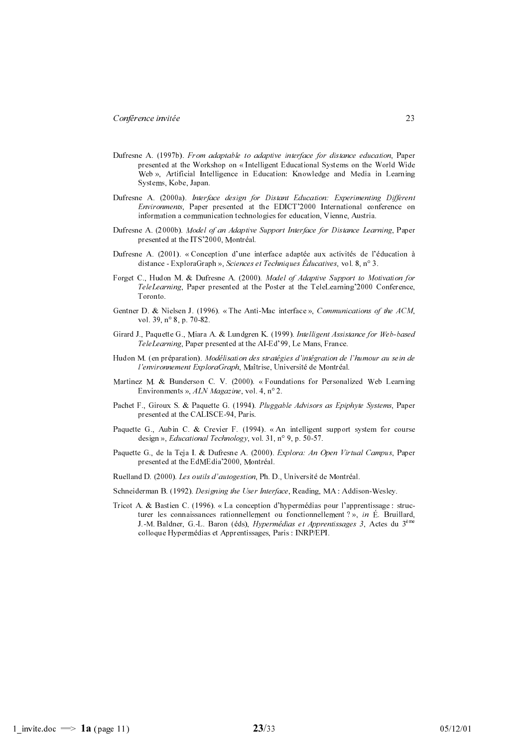Dufresne A. (1997b). *From adaptable to adaptive interface for distance education*, Paper presented at the Workshop on « Intelligent Educational Systems on the World Wide Web », Artificial Intelligence in Education: Knowledge and Media in Learning Systems, Kobe, Japan.

Dufresne A. (2000a). *Interface design for Distant Education: Experimenting Different Environments*, Paper presented at the EDICT'2000 International conference on information a communication technologies for education, Vienne, Austria.

Dufresne A. (2000b). *Model of an Adaptive Support Interface for Distance Learning*, Paper presented at the ITS'2000, Montréal.

Dufresne A. (2001). « Conception d'une interface adaptée aux activités de l'éducation à distance - ExploraGraph », *Sciences et Techniques Éducatives*, vol. 8, n° 3.

Forget C., Hudon M. & Dufresne A. (2000). *Model of Adaptive Support to Motivation for TeleLearning*, Paper presented at the Poster at the TeleLearning'2000 Conference, Toronto.

Gentner D. & Nielsen J. (1996). « The Anti-Mac interface », *Communications of the ACM*, vol. 39, n° 8, p. 70-82.

Girard J., Paquette G., Miara A. & Lundgren K. (1999). *Intelligent Assistance for Web-based TeleLearning*, Paper presented at the AI-Ed'99, Le Mans, France.

Hudon M. (en préparation). *Modélisation des stratégies d'intégration de l'humour au sein de l'environnement ExploraGraph*, Maîtrise, Université de Montréal.

Martinez M. & Bunderson C. V. (2000). « Foundations for Personalized Web Learning Environments », *ALN Magazine*, vol. 4, n° 2.

Pachet F., Giroux S. & Paquette G. (1994). *Pluggable Advisors as Epiphyte Systems*, Paper presented at the CALISCE-94, Paris.

Paquette G., Aubin C. & Crevier F. (1994). « An intelligent support system for course design », *Educational Technology*, vol. 31, n° 9, p. 50-57.

Paquette G., de la Teja I. & Dufresne A. (2000). *Explora: An Open Virtual Campus*, Paper presented at the EdMEdia'2000, Montréal.

Ruelland D. (2000). *Les outils d'autogestion*, Ph. D., Université de Montréal.

Schneiderman B. (1992). *Designing the User Interface*, Reading, MA : Addison-Wesley.

Tricot A. & Bastien C. (1996). « La conception d'hypermédias pour l'apprentissage : structurer les connaissances rationnellement ou fonctionnellement ? », *in* É. Bruillard, J.-M. Baldner, G.-L. Baron (éds), *Hypermédias et Apprentissages 3*, Actes du 3ème colloque Hypermédias et Apprentissages, Paris : INRP/EPI.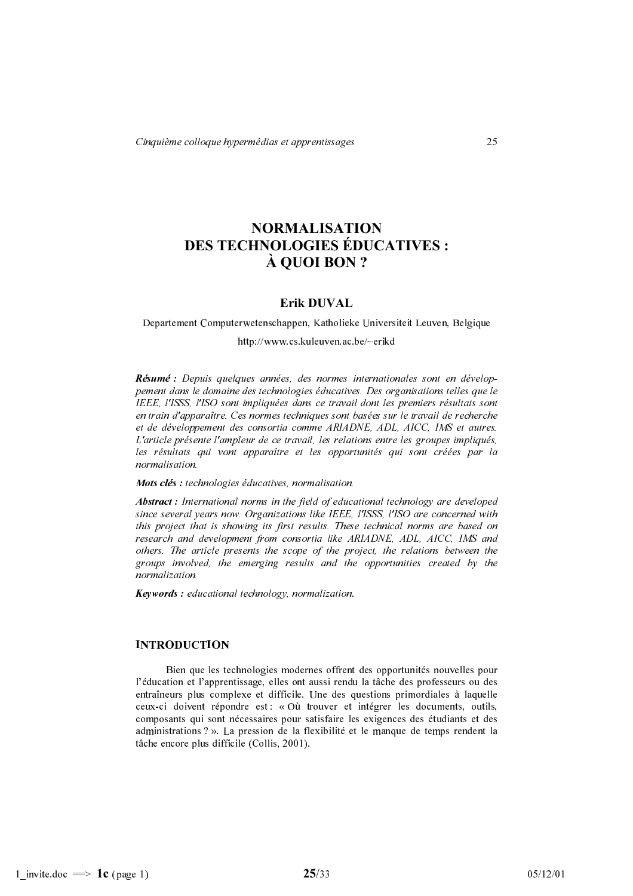# NORMALISATION DES TECHNOLOGIES ÉDUCATIVES : À QUOI BON ?

**Erik DUVAL**

Departement Computerwetenschappen, Katholieke Universiteit Leuven, Belgique

http://www.cs.kuleuven.ac.be/~erikd

***Résumé :*** *Depuis quelques années, des normes internationales sont en développement dans le domaine des technologies éducatives. Des organisations telles que le IEEE, l'ISSS, l'ISO sont impliquées dans ce travail dont les premiers résultats sont en train d'apparaître. Ces normes techniques sont basées sur le travail de recherche et de développement des consortia comme ARIADNE, ADL, AICC, IMS et autres. L'article présente l'ampleur de ce travail, les relations entre les groupes impliqués, les résultats qui vont apparaître et les opportunités qui sont créées par la normalisation.*

***Mots clés :*** *technologies éducatives, normalisation.*

***Abstract :*** *International norms in the field of educational technology are developed since several years now. Organizations like IEEE, l'ISSS, l'ISO are concerned with this project that is showing its first results. These technical norms are based on research and development from consortia like ARIADNE, ADL, AICC, IMS and others. The article presents the scope of the project, the relations between the groups involved, the emerging results and the opportunities created by the normalization.*

***Keywords :*** *educational technology, normalization.*

## INTRODUCTION

Bien que les technologies modernes offrent des opportunités nouvelles pour l'éducation et l'apprentissage, elles ont aussi rendu la tâche des professeurs ou des entraîneurs plus complexe et difficile. Une des questions primordiales à laquelle ceux-ci doivent répondre est : « Où trouver et intégrer les documents, outils, composants qui sont nécessaires pour satisfaire les exigences des étudiants et des administrations ? ». La pression de la flexibilité et le manque de temps rendent la tâche encore plus difficile (Collis, 2001).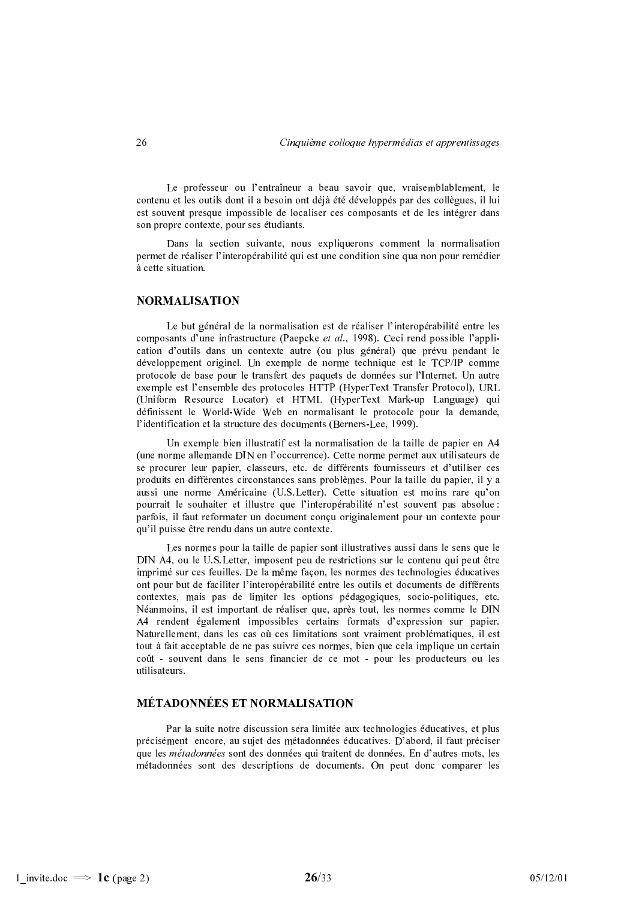Le professeur ou l'entraîneur a beau savoir que, vraisemblablement, le contenu et les outils dont il a besoin ont déjà été développés par des collègues, il lui est souvent presque impossible de localiser ces composants et de les intégrer dans son propre contexte, pour ses étudiants.

Dans la section suivante, nous expliquerons comment la normalisation permet de réaliser l'interopérabilité qui est une condition sine qua non pour remédier à cette situation.

## NORMALISATION

Le but général de la normalisation est de réaliser l'interopérabilité entre les composants d'une infrastructure (Paepcke *et al.*, 1998). Ceci rend possible l'application d'outils dans un contexte autre (ou plus général) que prévu pendant le développement originel. Un exemple de norme technique est le TCP/IP comme protocole de base pour le transfert des paquets de données sur l'Internet. Un autre exemple est l'ensemble des protocoles HTTP (HyperText Transfer Protocol), URL (Uniform Resource Locator) et HTML (HyperText Mark-up Language) qui définissent le World-Wide Web en normalisant le protocole pour la demande, l'identification et la structure des documents (Berners-Lee, 1999).

Un exemple bien illustratif est la normalisation de la taille de papier en A4 (une norme allemande DIN en l'occurrence). Cette norme permet aux utilisateurs de se procurer leur papier, classeurs, etc. de différents fournisseurs et d'utiliser ces produits en différentes circonstances sans problèmes. Pour la taille du papier, il y a aussi une norme Américaine (U.S.Letter). Cette situation est moins rare qu'on pourrait le souhaiter et illustre que l'interopérabilité n'est souvent pas absolue : parfois, il faut reformater un document conçu originalement pour un contexte pour qu'il puisse être rendu dans un autre contexte.

Les normes pour la taille de papier sont illustratives aussi dans le sens que le DIN A4, ou le U.S.Letter, imposent peu de restrictions sur le contenu qui peut être imprimé sur ces feuilles. De la même façon, les normes des technologies éducatives ont pour but de faciliter l'interopérabilité entre les outils et documents de différents contextes, mais pas de limiter les options pédagogiques, socio-politiques, etc. Néanmoins, il est important de réaliser que, après tout, les normes comme le DIN A4 rendent également impossibles certains formats d'expression sur papier. Naturellement, dans les cas où ces limitations sont vraiment problématiques, il est tout à fait acceptable de ne pas suivre ces normes, bien que cela implique un certain coût - souvent dans le sens financier de ce mot - pour les producteurs ou les utilisateurs.

## MÉTADONNÉES ET NORMALISATION

Par la suite notre discussion sera limitée aux technologies éducatives, et plus précisément encore, au sujet des métadonnées éducatives. D'abord, il faut préciser que les *métadonnées* sont des données qui traitent de données. En d'autres mots, les métadonnées sont des descriptions de documents. On peut donc comparer les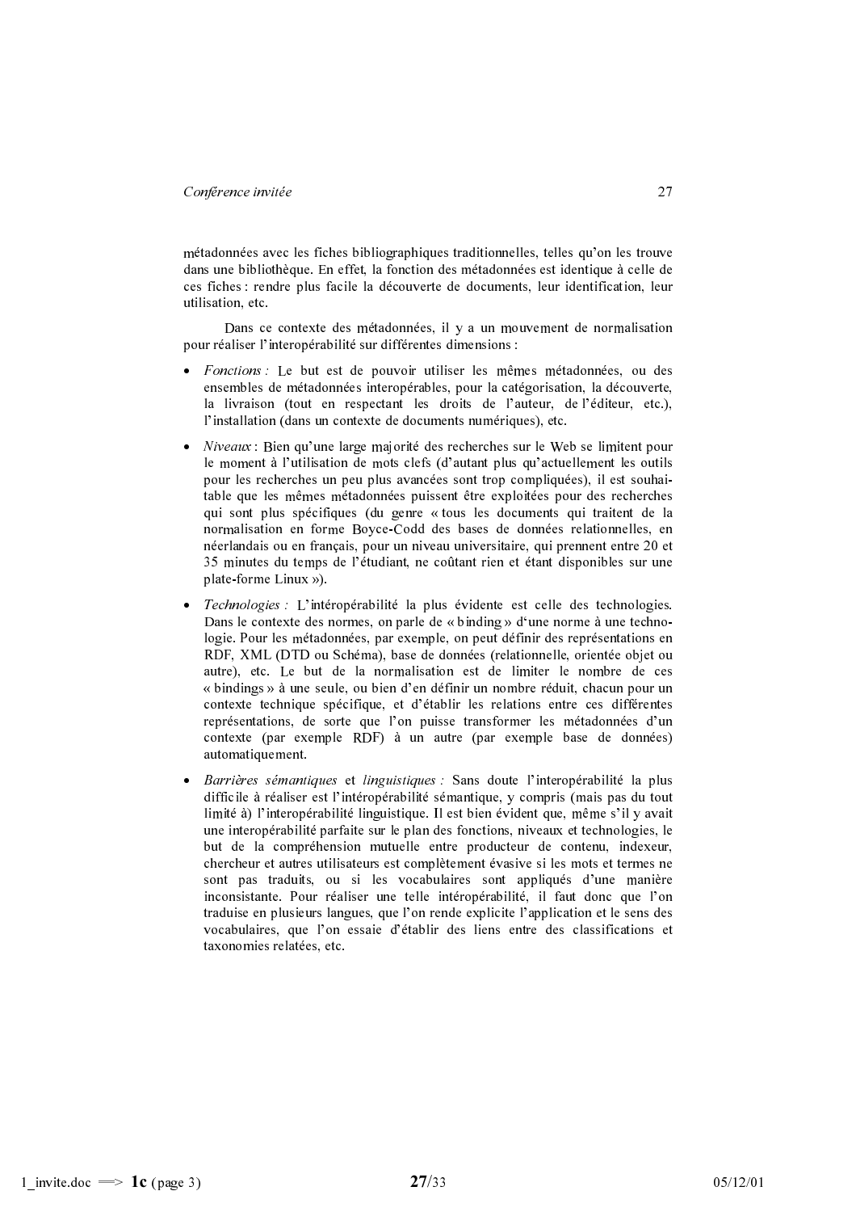métadonnées avec les fiches bibliographiques traditionnelles, telles qu'on les trouve dans une bibliothèque. En effet, la fonction des métadonnées est identique à celle de ces fiches : rendre plus facile la découverte de documents, leur identification, leur utilisation, etc.

Dans ce contexte des métadonnées, il y a un mouvement de normalisation pour réaliser l'interopérabilité sur différentes dimensions :

- *Fonctions :* Le but est de pouvoir utiliser les mêmes métadonnées, ou des ensembles de métadonnées interopérables, pour la catégorisation, la découverte, la livraison (tout en respectant les droits de l'auteur, de l'éditeur, etc.), l'installation (dans un contexte de documents numériques), etc.

- *Niveaux* : Bien qu'une large majorité des recherches sur le Web se limitent pour le moment à l'utilisation de mots clefs (d'autant plus qu'actuellement les outils pour les recherches un peu plus avancées sont trop compliquées), il est souhaitable que les mêmes métadonnées puissent être exploitées pour des recherches qui sont plus spécifiques (du genre « tous les documents qui traitent de la normalisation en forme Boyce-Codd des bases de données relationnelles, en néerlandais ou en français, pour un niveau universitaire, qui prennent entre 20 et 35 minutes du temps de l'étudiant, ne coûtant rien et étant disponibles sur une plate-forme Linux »).

- *Technologies :* L'intéropérabilité la plus évidente est celle des technologies. Dans le contexte des normes, on parle de « binding » d'une norme à une technologie. Pour les métadonnées, par exemple, on peut définir des représentations en RDF, XML (DTD ou Schéma), base de données (relationnelle, orientée objet ou autre), etc. Le but de la normalisation est de limiter le nombre de ces « bindings » à une seule, ou bien d'en définir un nombre réduit, chacun pour un contexte technique spécifique, et d'établir les relations entre ces différentes représentations, de sorte que l'on puisse transformer les métadonnées d'un contexte (par exemple RDF) à un autre (par exemple base de données) automatiquement.

- *Barrières sémantiques* et *linguistiques :* Sans doute l'interopérabilité la plus difficile à réaliser est l'intéropérabilité sémantique, y compris (mais pas du tout limité à) l'interopérabilité linguistique. Il est bien évident que, même s'il y avait une interopérabilité parfaite sur le plan des fonctions, niveaux et technologies, le but de la compréhension mutuelle entre producteur de contenu, indexeur, chercheur et autres utilisateurs est complètement évasive si les mots et termes ne sont pas traduits, ou si les vocabulaires sont appliqués d'une manière inconsistante. Pour réaliser une telle intéropérabilité, il faut donc que l'on traduise en plusieurs langues, que l'on rende explicite l'application et le sens des vocabulaires, que l'on essaie d'établir des liens entre des classifications et taxonomies relatées, etc.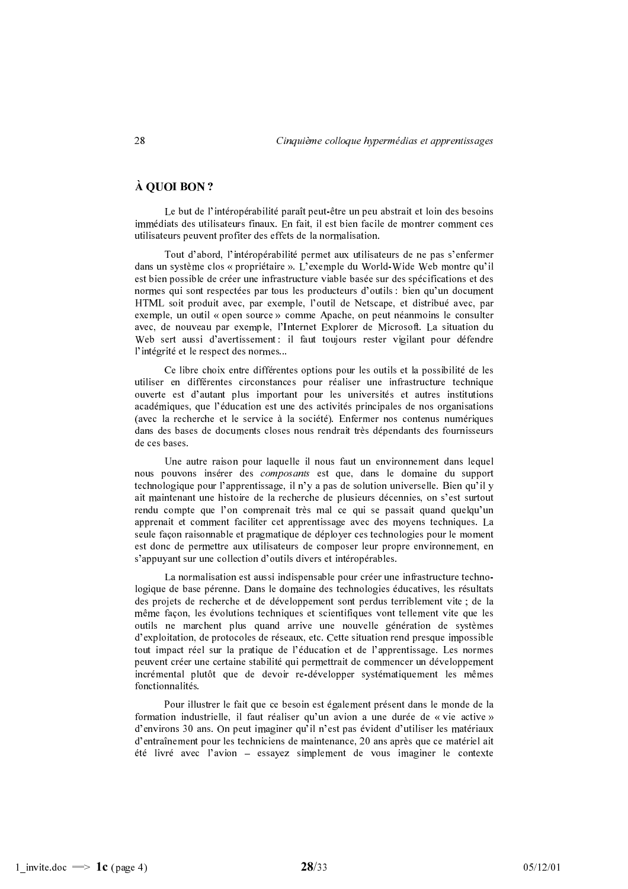## À QUOI BON ?

Le but de l'intéropérabilité paraît peut-être un peu abstrait et loin des besoins immédiats des utilisateurs finaux. En fait, il est bien facile de montrer comment ces utilisateurs peuvent profiter des effets de la normalisation.

Tout d'abord, l'intéropérabilité permet aux utilisateurs de ne pas s'enfermer dans un système clos « propriétaire ». L'exemple du World-Wide Web montre qu'il est bien possible de créer une infrastructure viable basée sur des spécifications et des normes qui sont respectées par tous les producteurs d'outils : bien qu'un document HTML soit produit avec, par exemple, l'outil de Netscape, et distribué avec, par exemple, un outil « open source » comme Apache, on peut néanmoins le consulter avec, de nouveau par exemple, l'Internet Explorer de Microsoft. La situation du Web sert aussi d'avertissement : il faut toujours rester vigilant pour défendre l'intégrité et le respect des normes...

Ce libre choix entre différentes options pour les outils et la possibilité de les utiliser en différentes circonstances pour réaliser une infrastructure technique ouverte est d'autant plus important pour les universités et autres institutions académiques, que l'éducation est une des activités principales de nos organisations (avec la recherche et le service à la société). Enfermer nos contenus numériques dans des bases de documents closes nous rendrait très dépendants des fournisseurs de ces bases.

Une autre raison pour laquelle il nous faut un environnement dans lequel nous pouvons insérer des *composants* est que, dans le domaine du support technologique pour l'apprentissage, il n'y a pas de solution universelle. Bien qu'il y ait maintenant une histoire de la recherche de plusieurs décennies, on s'est surtout rendu compte que l'on comprenait très mal ce qui se passait quand quelqu'un apprenait et comment faciliter cet apprentissage avec des moyens techniques. La seule façon raisonnable et pragmatique de déployer ces technologies pour le moment est donc de permettre aux utilisateurs de composer leur propre environnement, en s'appuyant sur une collection d'outils divers et intéropérables.

La normalisation est aussi indispensable pour créer une infrastructure technologique de base pérenne. Dans le domaine des technologies éducatives, les résultats des projets de recherche et de développement sont perdus terriblement vite ; de la même façon, les évolutions techniques et scientifiques vont tellement vite que les outils ne marchent plus quand arrive une nouvelle génération de systèmes d'exploitation, de protocoles de réseaux, etc. Cette situation rend presque impossible tout impact réel sur la pratique de l'éducation et de l'apprentissage. Les normes peuvent créer une certaine stabilité qui permettrait de commencer un développement incrémental plutôt que de devoir re-développer systématiquement les mêmes fonctionnalités.

Pour illustrer le fait que ce besoin est également présent dans le monde de la formation industrielle, il faut réaliser qu'un avion a une durée de « vie active » d'environs 30 ans. On peut imaginer qu'il n'est pas évident d'utiliser les matériaux d'entraînement pour les techniciens de maintenance, 20 ans après que ce matériel ait été livré avec l'avion – essayez simplement de vous imaginer le contexte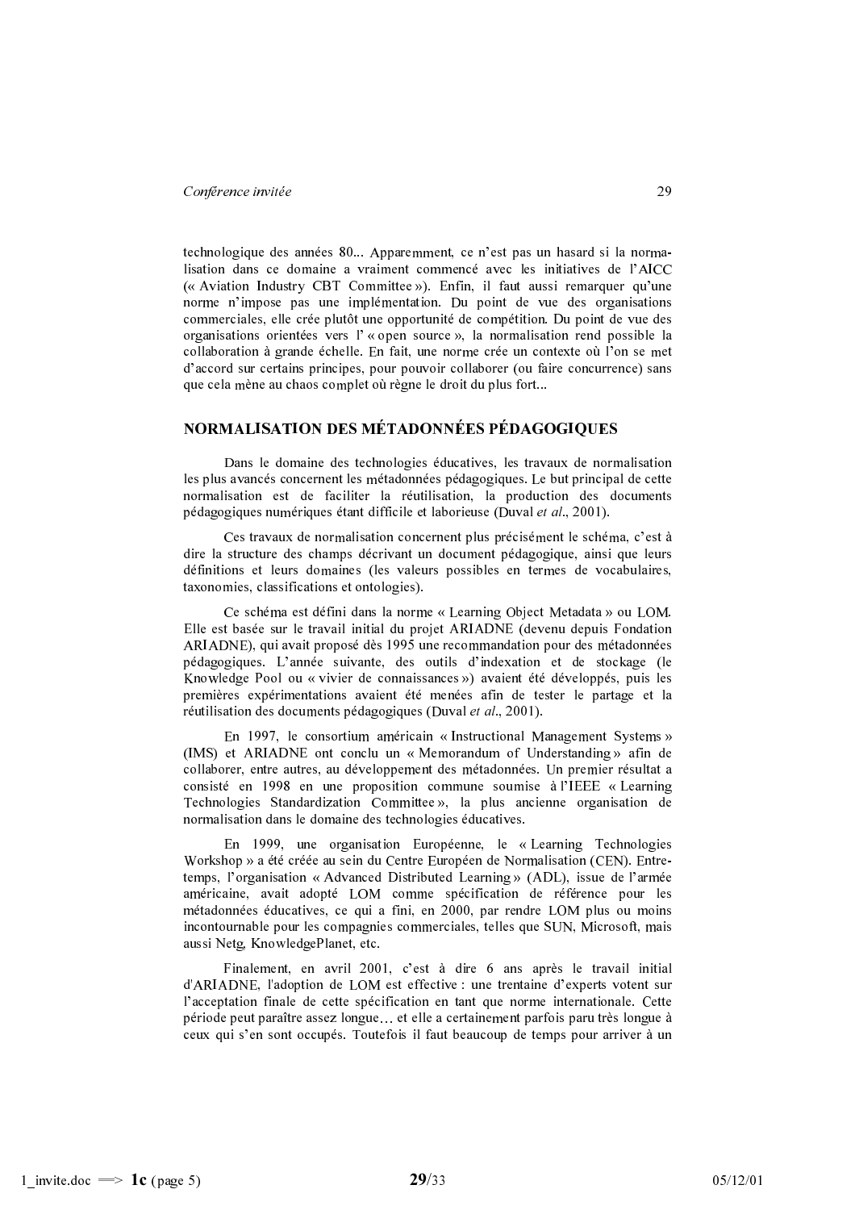technologique des années 80... Apparemment, ce n'est pas un hasard si la normalisation dans ce domaine a vraiment commencé avec les initiatives de l'AICC (« Aviation Industry CBT Committee »). Enfin, il faut aussi remarquer qu'une norme n'impose pas une implémentation. Du point de vue des organisations commerciales, elle crée plutôt une opportunité de compétition. Du point de vue des organisations orientées vers l'« open source », la normalisation rend possible la collaboration à grande échelle. En fait, une norme crée un contexte où l'on se met d'accord sur certains principes, pour pouvoir collaborer (ou faire concurrence) sans que cela mène au chaos complet où règne le droit du plus fort...

## NORMALISATION DES MÉTADONNÉES PÉDAGOGIQUES

Dans le domaine des technologies éducatives, les travaux de normalisation les plus avancés concernent les métadonnées pédagogiques. Le but principal de cette normalisation est de faciliter la réutilisation, la production des documents pédagogiques numériques étant difficile et laborieuse (Duval *et al*., 2001).

Ces travaux de normalisation concernent plus précisément le schéma, c'est à dire la structure des champs décrivant un document pédagogique, ainsi que leurs définitions et leurs domaines (les valeurs possibles en termes de vocabulaires, taxonomies, classifications et ontologies).

Ce schéma est défini dans la norme « Learning Object Metadata » ou LOM. Elle est basée sur le travail initial du projet ARIADNE (devenu depuis Fondation ARIADNE), qui avait proposé dès 1995 une recommandation pour des métadonnées pédagogiques. L'année suivante, des outils d'indexation et de stockage (le Knowledge Pool ou « vivier de connaissances ») avaient été développés, puis les premières expérimentations avaient été menées afin de tester le partage et la réutilisation des documents pédagogiques (Duval *et al*., 2001).

En 1997, le consortium américain « Instructional Management Systems » (IMS) et ARIADNE ont conclu un « Memorandum of Understanding » afin de collaborer, entre autres, au développement des métadonnées. Un premier résultat a consisté en 1998 en une proposition commune soumise à l'IEEE « Learning Technologies Standardization Committee », la plus ancienne organisation de normalisation dans le domaine des technologies éducatives.

En 1999, une organisation Européenne, le « Learning Technologies Workshop » a été créée au sein du Centre Européen de Normalisation (CEN). Entre-temps, l'organisation « Advanced Distributed Learning » (ADL), issue de l'armée américaine, avait adopté LOM comme spécification de référence pour les métadonnées éducatives, ce qui a fini, en 2000, par rendre LOM plus ou moins incontournable pour les compagnies commerciales, telles que SUN, Microsoft, mais aussi Netg, KnowledgePlanet, etc.

Finalement, en avril 2001, c'est à dire 6 ans après le travail initial d'ARIADNE, l'adoption de LOM est effective : une trentaine d'experts votent sur l'acceptation finale de cette spécification en tant que norme internationale. Cette période peut paraître assez longue… et elle a certainement parfois paru très longue à ceux qui s'en sont occupés. Toutefois il faut beaucoup de temps pour arriver à un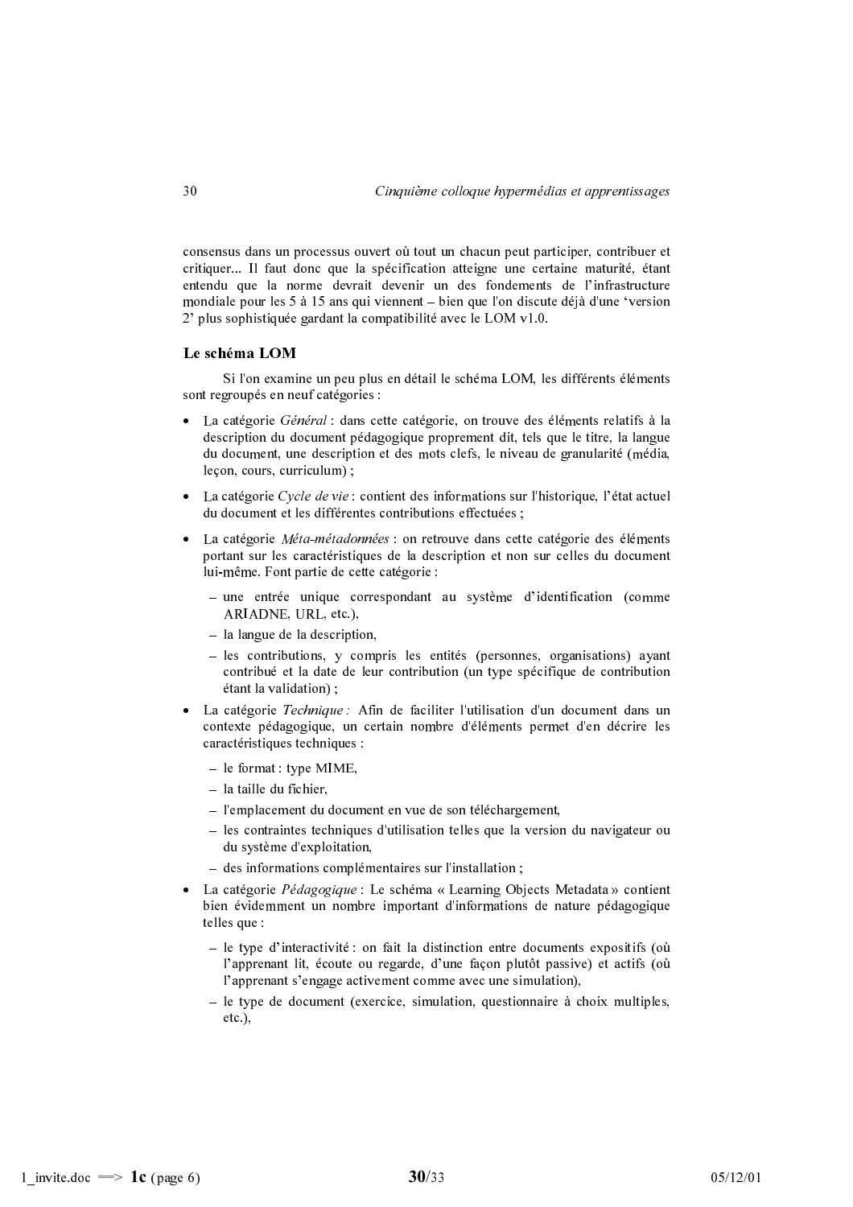consensus dans un processus ouvert où tout un chacun peut participer, contribuer et critiquer... Il faut donc que la spécification atteigne une certaine maturité, étant entendu que la norme devrait devenir un des fondements de l'infrastructure mondiale pour les 5 à 15 ans qui viennent – bien que l'on discute déjà d'une 'version 2' plus sophistiquée gardant la compatibilité avec le LOM v1.0.

### Le schéma LOM

Si l'on examine un peu plus en détail le schéma LOM, les différents éléments sont regroupés en neuf catégories :

- La catégorie *Général* : dans cette catégorie, on trouve des éléments relatifs à la description du document pédagogique proprement dit, tels que le titre, la langue du document, une description et des mots clefs, le niveau de granularité (média, leçon, cours, curriculum) ;
- La catégorie *Cycle de vie* : contient des informations sur l'historique, l'état actuel du document et les différentes contributions effectuées ;
- La catégorie *Méta-métadonnées* : on retrouve dans cette catégorie des éléments portant sur les caractéristiques de la description et non sur celles du document lui-même. Font partie de cette catégorie :
  - une entrée unique correspondant au système d'identification (comme ARIADNE, URL, etc.),
  - la langue de la description,
  - les contributions, y compris les entités (personnes, organisations) ayant contribué et la date de leur contribution (un type spécifique de contribution étant la validation) ;
- La catégorie *Technique :* Afin de faciliter l'utilisation d'un document dans un contexte pédagogique, un certain nombre d'éléments permet d'en décrire les caractéristiques techniques :
  - le format : type MIME,
  - la taille du fichier,
  - l'emplacement du document en vue de son téléchargement,
  - les contraintes techniques d'utilisation telles que la version du navigateur ou du système d'exploitation,
  - des informations complémentaires sur l'installation ;
- La catégorie *Pédagogique* : Le schéma « Learning Objects Metadata » contient bien évidemment un nombre important d'informations de nature pédagogique telles que :
  - le type d'interactivité : on fait la distinction entre documents expositifs (où l'apprenant lit, écoute ou regarde, d'une façon plutôt passive) et actifs (où l'apprenant s'engage activement comme avec une simulation),
  - le type de document (exercice, simulation, questionnaire à choix multiples, etc.),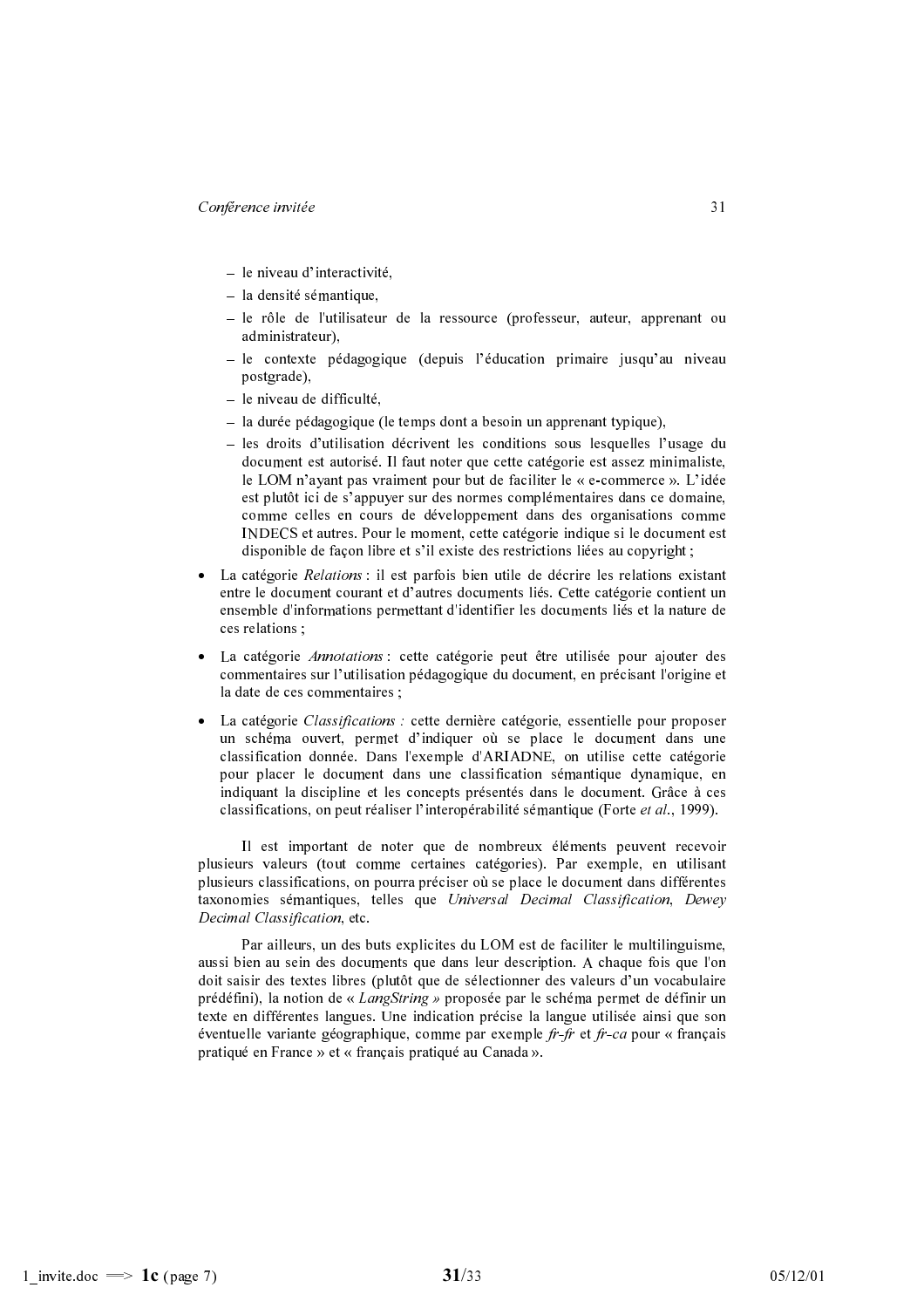- le niveau d'interactivité,
- la densité sémantique,
- le rôle de l'utilisateur de la ressource (professeur, auteur, apprenant ou administrateur),
- le contexte pédagogique (depuis l'éducation primaire jusqu'au niveau postgrade),
- le niveau de difficulté,
- la durée pédagogique (le temps dont a besoin un apprenant typique),
- les droits d'utilisation décrivent les conditions sous lesquelles l'usage du document est autorisé. Il faut noter que cette catégorie est assez minimaliste, le LOM n'ayant pas vraiment pour but de faciliter le « e-commerce ». L'idée est plutôt ici de s'appuyer sur des normes complémentaires dans ce domaine, comme celles en cours de développement dans des organisations comme INDECS et autres. Pour le moment, cette catégorie indique si le document est disponible de façon libre et s'il existe des restrictions liées au copyright ;

- La catégorie *Relations* : il est parfois bien utile de décrire les relations existant entre le document courant et d'autres documents liés. Cette catégorie contient un ensemble d'informations permettant d'identifier les documents liés et la nature de ces relations ;

- La catégorie *Annotations* : cette catégorie peut être utilisée pour ajouter des commentaires sur l'utilisation pédagogique du document, en précisant l'origine et la date de ces commentaires ;

- La catégorie *Classifications :* cette dernière catégorie, essentielle pour proposer un schéma ouvert, permet d'indiquer où se place le document dans une classification donnée. Dans l'exemple d'ARIADNE, on utilise cette catégorie pour placer le document dans une classification sémantique dynamique, en indiquant la discipline et les concepts présentés dans le document. Grâce à ces classifications, on peut réaliser l'interopérabilité sémantique (Forte *et al.*, 1999).

Il est important de noter que de nombreux éléments peuvent recevoir plusieurs valeurs (tout comme certaines catégories). Par exemple, en utilisant plusieurs classifications, on pourra préciser où se place le document dans différentes taxonomies sémantiques, telles que *Universal Decimal Classification*, *Dewey Decimal Classification*, etc.

Par ailleurs, un des buts explicites du LOM est de faciliter le multilinguisme, aussi bien au sein des documents que dans leur description. A chaque fois que l'on doit saisir des textes libres (plutôt que de sélectionner des valeurs d'un vocabulaire prédéfini), la notion de « *LangString »* proposée par le schéma permet de définir un texte en différentes langues. Une indication précise la langue utilisée ainsi que son éventuelle variante géographique, comme par exemple *fr-fr* et *fr-ca* pour « français pratiqué en France » et « français pratiqué au Canada ».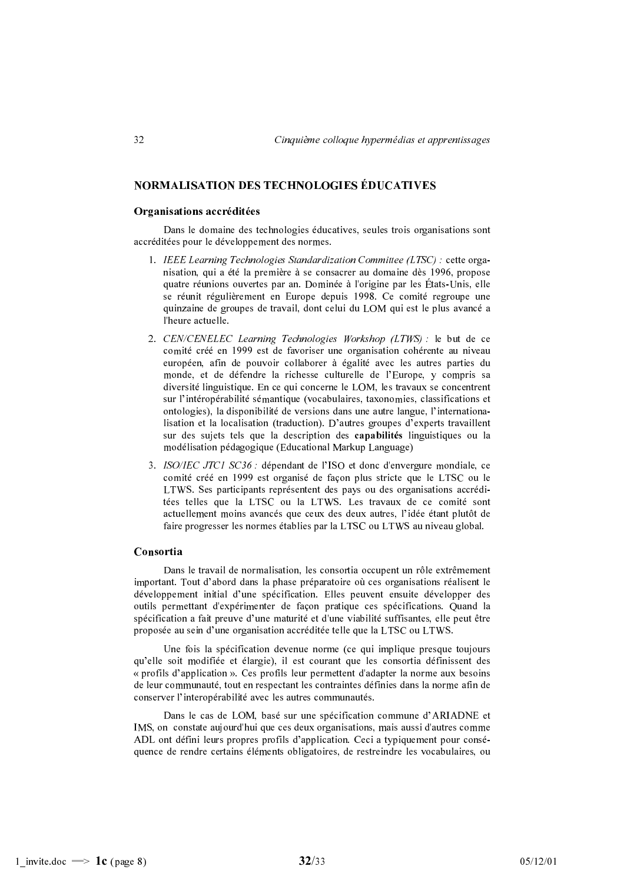## NORMALISATION DES TECHNOLOGIES ÉDUCATIVES

### Organisations accréditées

Dans le domaine des technologies éducatives, seules trois organisations sont accréditées pour le développement des normes.

1. *IEEE Learning Technologies Standardization Committee (LTSC) :* cette organisation, qui a été la première à se consacrer au domaine dès 1996, propose quatre réunions ouvertes par an. Dominée à l'origine par les États-Unis, elle se réunit régulièrement en Europe depuis 1998. Ce comité regroupe une quinzaine de groupes de travail, dont celui du LOM qui est le plus avancé a l'heure actuelle.
2. *CEN/CENELEC Learning Technologies Workshop (LTWS) :* le but de ce comité créé en 1999 est de favoriser une organisation cohérente au niveau européen, afin de pouvoir collaborer à égalité avec les autres parties du monde, et de défendre la richesse culturelle de l'Europe, y compris sa diversité linguistique. En ce qui concerne le LOM, les travaux se concentrent sur l'intéropérabilité sémantique (vocabulaires, taxonomies, classifications et ontologies), la disponibilité de versions dans une autre langue, l'internationalisation et la localisation (traduction). D'autres groupes d'experts travaillent sur des sujets tels que la description des **capabilités** linguistiques ou la modélisation pédagogique (Educational Markup Language)
3. *ISO/IEC JTC1 SC36 :* dépendant de l'ISO et donc d'envergure mondiale, ce comité créé en 1999 est organisé de façon plus stricte que le LTSC ou le LTWS. Ses participants représentent des pays ou des organisations accréditées telles que la LTSC ou la LTWS. Les travaux de ce comité sont actuellement moins avancés que ceux des deux autres, l'idée étant plutôt de faire progresser les normes établies par la LTSC ou LTWS au niveau global.

### Consortia

Dans le travail de normalisation, les consortia occupent un rôle extrêmement important. Tout d'abord dans la phase préparatoire où ces organisations réalisent le développement initial d'une spécification. Elles peuvent ensuite développer des outils permettant d'expérimenter de façon pratique ces spécifications. Quand la spécification a fait preuve d'une maturité et d'une viabilité suffisantes, elle peut être proposée au sein d'une organisation accréditée telle que la LTSC ou LTWS.

Une fois la spécification devenue norme (ce qui implique presque toujours qu'elle soit modifiée et élargie), il est courant que les consortia définissent des « profils d'application ». Ces profils leur permettent d'adapter la norme aux besoins de leur communauté, tout en respectant les contraintes définies dans la norme afin de conserver l'interopérabilité avec les autres communautés.

Dans le cas de LOM, basé sur une spécification commune d'ARIADNE et IMS, on constate aujourd'hui que ces deux organisations, mais aussi d'autres comme ADL ont défini leurs propres profils d'application. Ceci a typiquement pour conséquence de rendre certains éléments obligatoires, de restreindre les vocabulaires, ou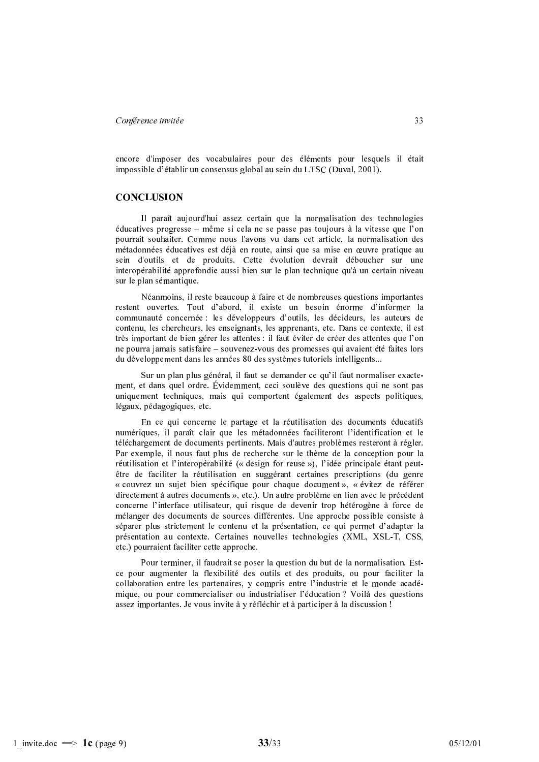encore d'imposer des vocabulaires pour des éléments pour lesquels il était impossible d'établir un consensus global au sein du LTSC (Duval, 2001).

## CONCLUSION

Il paraît aujourd'hui assez certain que la normalisation des technologies éducatives progresse – même si cela ne se passe pas toujours à la vitesse que l'on pourrait souhaiter. Comme nous l'avons vu dans cet article, la normalisation des métadonnées éducatives est déjà en route, ainsi que sa mise en œuvre pratique au sein d'outils et de produits. Cette évolution devrait déboucher sur une interopérabilité approfondie aussi bien sur le plan technique qu'à un certain niveau sur le plan sémantique.

Néanmoins, il reste beaucoup à faire et de nombreuses questions importantes restent ouvertes. Tout d'abord, il existe un besoin énorme d'informer la communauté concernée : les développeurs d'outils, les décideurs, les auteurs de contenu, les chercheurs, les enseignants, les apprenants, etc. Dans ce contexte, il est très important de bien gérer les attentes : il faut éviter de créer des attentes que l'on ne pourra jamais satisfaire – souvenez-vous des promesses qui avaient été faites lors du développement dans les années 80 des systèmes tutoriels intelligents...

Sur un plan plus général, il faut se demander ce qu'il faut normaliser exactement, et dans quel ordre. Évidemment, ceci soulève des questions qui ne sont pas uniquement techniques, mais qui comportent également des aspects politiques, légaux, pédagogiques, etc.

En ce qui concerne le partage et la réutilisation des documents éducatifs numériques, il paraît clair que les métadonnées faciliteront l'identification et le téléchargement de documents pertinents. Mais d'autres problèmes resteront à régler. Par exemple, il nous faut plus de recherche sur le thème de la conception pour la réutilisation et l'interopérabilité (« design for reuse »), l'idée principale étant peut-être de faciliter la réutilisation en suggérant certaines prescriptions (du genre « couvrez un sujet bien spécifique pour chaque document », « évitez de référer directement à autres documents », etc.). Un autre problème en lien avec le précédent concerne l'interface utilisateur, qui risque de devenir trop hétérogène à force de mélanger des documents de sources différentes. Une approche possible consiste à séparer plus strictement le contenu et la présentation, ce qui permet d'adapter la présentation au contexte. Certaines nouvelles technologies (XML, XSL-T, CSS, etc.) pourraient faciliter cette approche.

Pour terminer, il faudrait se poser la question du but de la normalisation. Est-ce pour augmenter la flexibilité des outils et des produits, ou pour faciliter la collaboration entre les partenaires, y compris entre l'industrie et le monde académique, ou pour commercialiser ou industrialiser l'éducation ? Voilà des questions assez importantes. Je vous invite à y réfléchir et à participer à la discussion !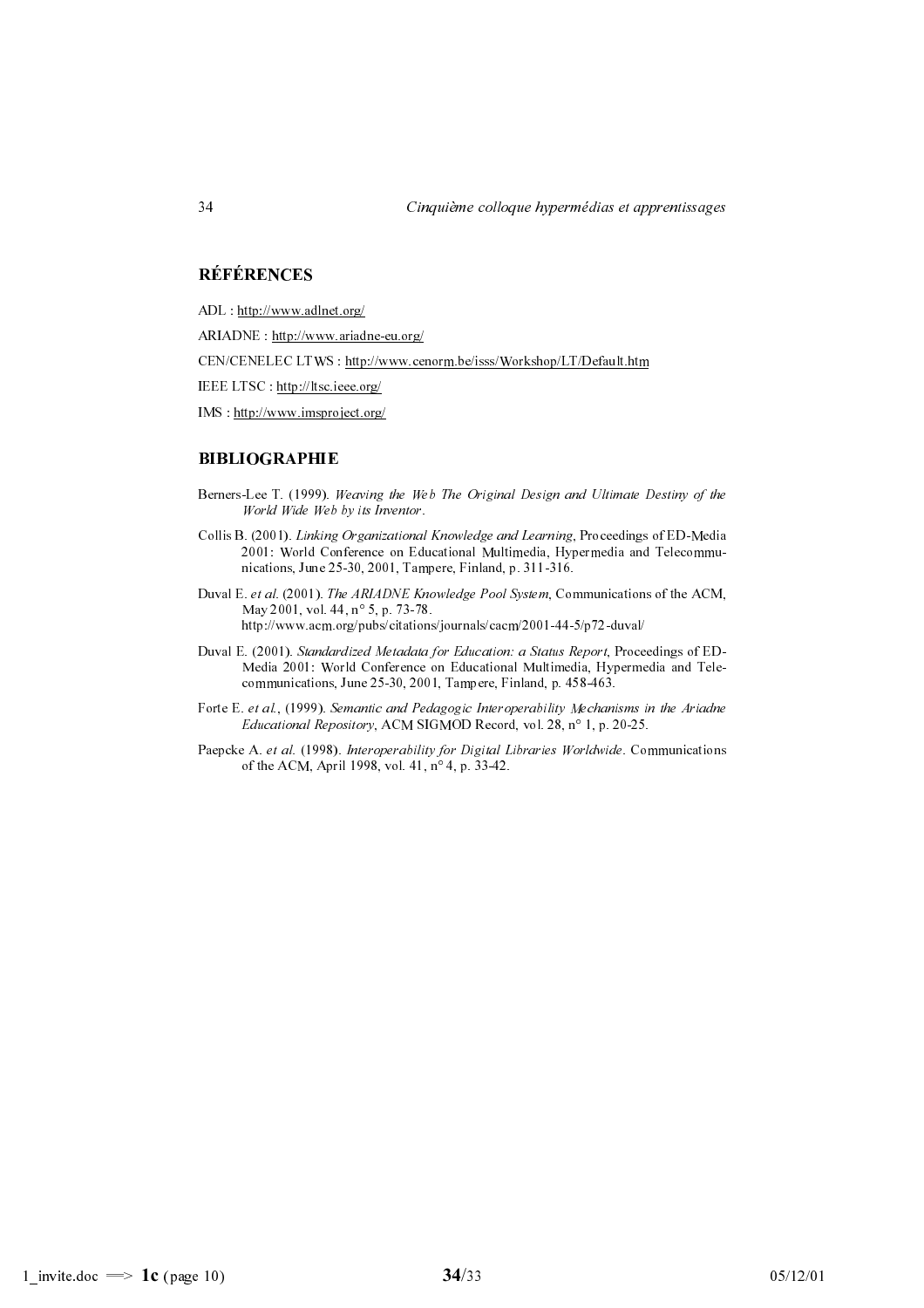## RÉFÉRENCES

ADL : http://www.adlnet.org/

ARIADNE : http://www.ariadne-eu.org/

CEN/CENELEC LTWS : http://www.cenorm.be/isss/Workshop/LT/Default.htm

IEEE LTSC : http://ltsc.ieee.org/

IMS : http://www.imsproject.org/

## BIBLIOGRAPHIE

Berners-Lee T. (1999). *Weaving the Web The Original Design and Ultimate Destiny of the World Wide Web by its Inventor*.

Collis B. (2001). *Linking Organizational Knowledge and Learning*, Proceedings of ED-Media 2001: World Conference on Educational Multimedia, Hypermedia and Telecommunications, June 25-30, 2001, Tampere, Finland, p. 311-316.

Duval E. *et al.* (2001). *The ARIADNE Knowledge Pool System*, Communications of the ACM, May 2001, vol. 44, n° 5, p. 73-78.
http://www.acm.org/pubs/citations/journals/cacm/2001-44-5/p72-duval/

Duval E. (2001). *Standardized Metadata for Education: a Status Report*, Proceedings of ED-Media 2001: World Conference on Educational Multimedia, Hypermedia and Telecommunications, June 25-30, 2001, Tampere, Finland, p. 458-463.

Forte E. *et al.*, (1999). *Semantic and Pedagogic Interoperability Mechanisms in the Ariadne Educational Repository*, ACM SIGMOD Record, vol. 28, n° 1, p. 20-25.

Paepcke A. *et al.* (1998). *Interoperability for Digital Libraries Worldwide*. Communications of the ACM, April 1998, vol. 41, n° 4, p. 33-42.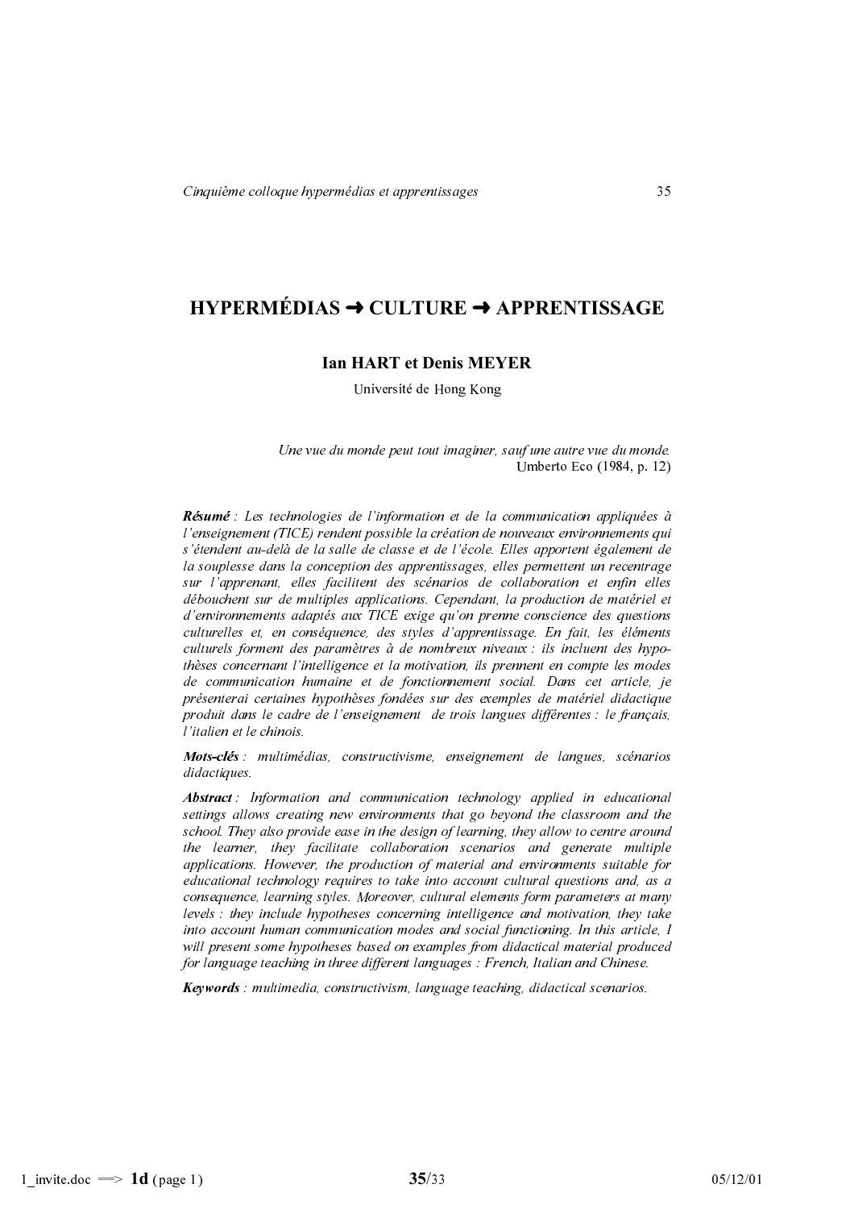# HYPERMÉDIAS ➜ CULTURE ➜ APPRENTISSAGE

**Ian HART et Denis MEYER**

Université de Hong Kong

> *Une vue du monde peut tout imaginer, sauf une autre vue du monde.*
> Umberto Eco (1984, p. 12)

***Résumé*** *: Les technologies de l'information et de la communication appliquées à l'enseignement (TICE) rendent possible la création de nouveaux environnements qui s'étendent au-delà de la salle de classe et de l'école. Elles apportent également de la souplesse dans la conception des apprentissages, elles permettent un recentrage sur l'apprenant, elles facilitent des scénarios de collaboration et enfin elles débouchent sur de multiples applications. Cependant, la production de matériel et d'environnements adaptés aux TICE exige qu'on prenne conscience des questions culturelles et, en conséquence, des styles d'apprentissage. En fait, les éléments culturels forment des paramètres à de nombreux niveaux : ils incluent des hypothèses concernant l'intelligence et la motivation, ils prennent en compte les modes de communication humaine et de fonctionnement social. Dans cet article, je présenterai certaines hypothèses fondées sur des exemples de matériel didactique produit dans le cadre de l'enseignement de trois langues différentes : le français, l'italien et le chinois.*

***Mots-clés*** *: multimédias, constructivisme, enseignement de langues, scénarios didactiques.*

***Abstract*** *: Information and communication technology applied in educational settings allows creating new environments that go beyond the classroom and the school. They also provide ease in the design of learning, they allow to centre around the learner, they facilitate collaboration scenarios and generate multiple applications. However, the production of material and environments suitable for educational technology requires to take into account cultural questions and, as a consequence, learning styles. Moreover, cultural elements form parameters at many levels : they include hypotheses concerning intelligence and motivation, they take into account human communication modes and social functioning. In this article, I will present some hypotheses based on examples from didactical material produced for language teaching in three different languages : French, Italian and Chinese.*

***Keywords*** *: multimedia, constructivism, language teaching, didactical scenarios.*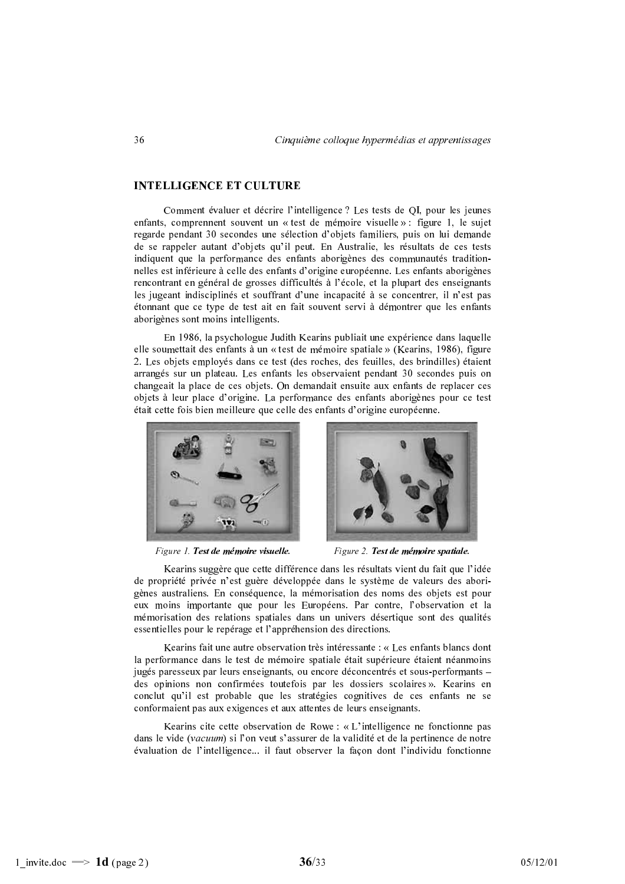## INTELLIGENCE ET CULTURE

Comment évaluer et décrire l'intelligence ? Les tests de QI, pour les jeunes enfants, comprennent souvent un « test de mémoire visuelle » : figure 1, le sujet regarde pendant 30 secondes une sélection d'objets familiers, puis on lui demande de se rappeler autant d'objets qu'il peut. En Australie, les résultats de ces tests indiquent que la performance des enfants aborigènes des communautés traditionnelles est inférieure à celle des enfants d'origine européenne. Les enfants aborigènes rencontrant en général de grosses difficultés à l'école, et la plupart des enseignants les jugeant indisciplinés et souffrant d'une incapacité à se concentrer, il n'est pas étonnant que ce type de test ait en fait souvent servi à démontrer que les enfants aborigènes sont moins intelligents.

En 1986, la psychologue Judith Kearins publiait une expérience dans laquelle elle soumettait des enfants à un « test de mémoire spatiale » (Kearins, 1986), figure 2. Les objets employés dans ce test (des roches, des feuilles, des brindilles) étaient arrangés sur un plateau. Les enfants les observaient pendant 30 secondes puis on changeait la place de ces objets. On demandait ensuite aux enfants de replacer ces objets à leur place d'origine. La performance des enfants aborigènes pour ce test était cette fois bien meilleure que celle des enfants d'origine européenne.

*Figure 1.* ***Test de mémoire visuelle.***

*Figure 2.* ***Test de mémoire spatiale.***

Kearins suggère que cette différence dans les résultats vient du fait que l'idée de propriété privée n'est guère développée dans le système de valeurs des aborigènes australiens. En conséquence, la mémorisation des noms des objets est pour eux moins importante que pour les Européens. Par contre, l'observation et la mémorisation des relations spatiales dans un univers désertique sont des qualités essentielles pour le repérage et l'appréhension des directions.

Kearins fait une autre observation très intéressante : « Les enfants blancs dont la performance dans le test de mémoire spatiale était supérieure étaient néanmoins jugés paresseux par leurs enseignants, ou encore déconcentrés et sous-performants – des opinions non confirmées toutefois par les dossiers scolaires ». Kearins en conclut qu'il est probable que les stratégies cognitives de ces enfants ne se conformaient pas aux exigences et aux attentes de leurs enseignants.

Kearins cite cette observation de Rowe : « L'intelligence ne fonctionne pas dans le vide (*vacuum*) si l'on veut s'assurer de la validité et de la pertinence de notre évaluation de l'intelligence... il faut observer la façon dont l'individu fonctionne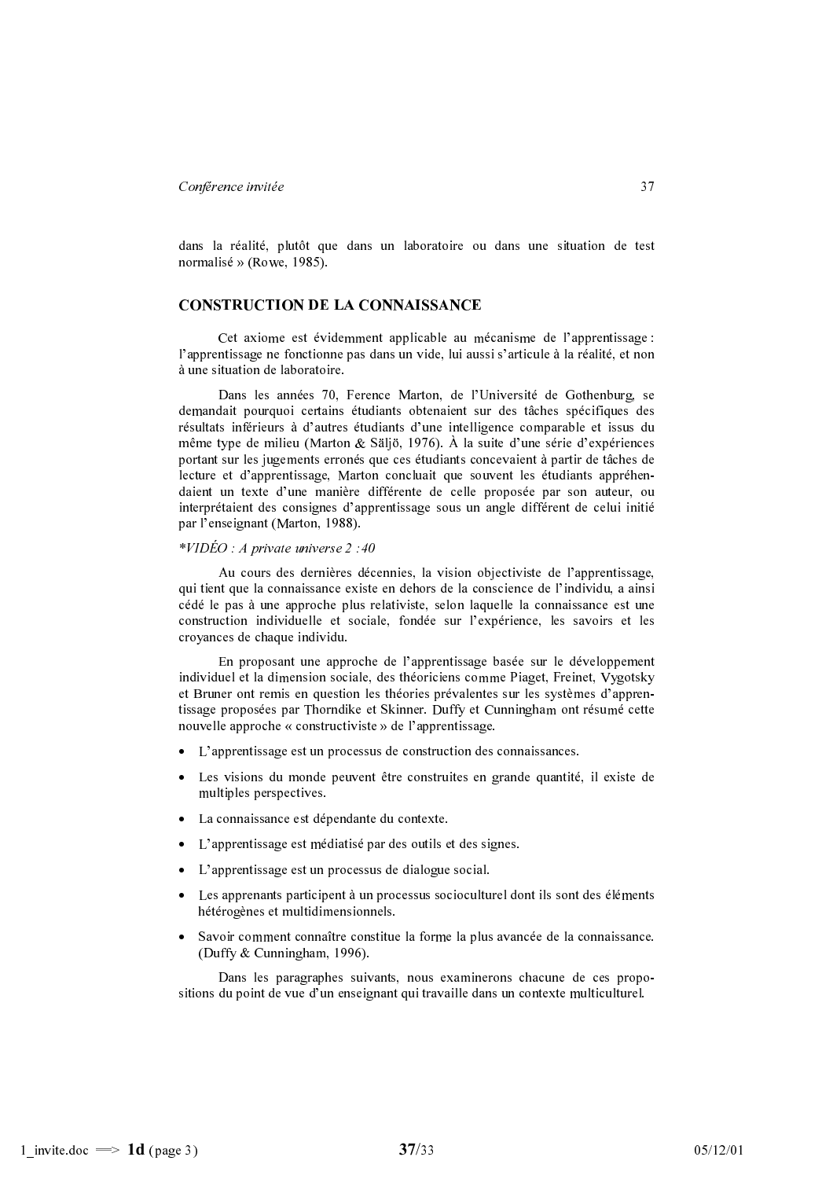dans la réalité, plutôt que dans un laboratoire ou dans une situation de test normalisé » (Rowe, 1985).

## CONSTRUCTION DE LA CONNAISSANCE

Cet axiome est évidemment applicable au mécanisme de l'apprentissage : l'apprentissage ne fonctionne pas dans un vide, lui aussi s'articule à la réalité, et non à une situation de laboratoire.

Dans les années 70, Ference Marton, de l'Université de Gothenburg, se demandait pourquoi certains étudiants obtenaient sur des tâches spécifiques des résultats inférieurs à d'autres étudiants d'une intelligence comparable et issus du même type de milieu (Marton & Säljö, 1976). À la suite d'une série d'expériences portant sur les jugements erronés que ces étudiants concevaient à partir de tâches de lecture et d'apprentissage, Marton concluait que souvent les étudiants appréhendaient un texte d'une manière différente de celle proposée par son auteur, ou interprétaient des consignes d'apprentissage sous un angle différent de celui initié par l'enseignant (Marton, 1988).

**VIDÉO : A private universe 2 :40*

Au cours des dernières décennies, la vision objectiviste de l'apprentissage, qui tient que la connaissance existe en dehors de la conscience de l'individu, a ainsi cédé le pas à une approche plus relativiste, selon laquelle la connaissance est une construction individuelle et sociale, fondée sur l'expérience, les savoirs et les croyances de chaque individu.

En proposant une approche de l'apprentissage basée sur le développement individuel et la dimension sociale, des théoriciens comme Piaget, Freinet, Vygotsky et Bruner ont remis en question les théories prévalentes sur les systèmes d'apprentissage proposées par Thorndike et Skinner. Duffy et Cunningham ont résumé cette nouvelle approche « constructiviste » de l'apprentissage.

- L'apprentissage est un processus de construction des connaissances.
- Les visions du monde peuvent être construites en grande quantité, il existe de multiples perspectives.
- La connaissance est dépendante du contexte.
- L'apprentissage est médiatisé par des outils et des signes.
- L'apprentissage est un processus de dialogue social.
- Les apprenants participent à un processus socioculturel dont ils sont des éléments hétérogènes et multidimensionnels.
- Savoir comment connaître constitue la forme la plus avancée de la connaissance. (Duffy & Cunningham, 1996).

Dans les paragraphes suivants, nous examinerons chacune de ces propositions du point de vue d'un enseignant qui travaille dans un contexte multiculturel.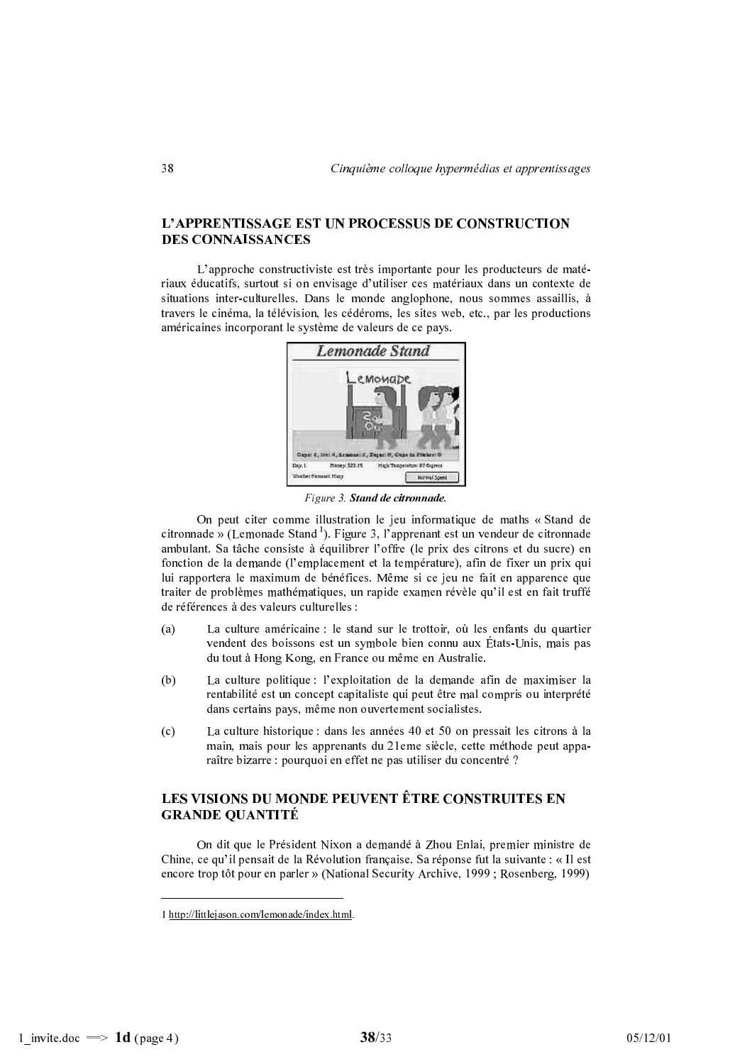## L'APPRENTISSAGE EST UN PROCESSUS DE CONSTRUCTION DES CONNAISSANCES

L'approche constructiviste est très importante pour les producteurs de matériaux éducatifs, surtout si on envisage d'utiliser ces matériaux dans un contexte de situations inter-culturelles. Dans le monde anglophone, nous sommes assaillis, à travers le cinéma, la télévision, les cédéroms, les sites web, etc., par les productions américaines incorporant le système de valeurs de ce pays.

*Figure 3.* ***Stand de citronnade.***

On peut citer comme illustration le jeu informatique de maths « Stand de citronnade » (Lemonade Stand [1]). Figure 3, l'apprenant est un vendeur de citronnade ambulant. Sa tâche consiste à équilibrer l'offre (le prix des citrons et du sucre) en fonction de la demande (l'emplacement et la température), afin de fixer un prix qui lui rapportera le maximum de bénéfices. Même si ce jeu ne fait en apparence que traiter de problèmes mathématiques, un rapide examen révèle qu'il est en fait truffé de références à des valeurs culturelles :

(a) La culture américaine : le stand sur le trottoir, où les enfants du quartier vendent des boissons est un symbole bien connu aux États-Unis, mais pas du tout à Hong Kong, en France ou même en Australie.

(b) La culture politique : l'exploitation de la demande afin de maximiser la rentabilité est un concept capitaliste qui peut être mal compris ou interprété dans certains pays, même non ouvertement socialistes.

(c) La culture historique : dans les années 40 et 50 on pressait les citrons à la main, mais pour les apprenants du 21eme siècle, cette méthode peut apparaître bizarre : pourquoi en effet ne pas utiliser du concentré ?

## LES VISIONS DU MONDE PEUVENT ÊTRE CONSTRUITES EN GRANDE QUANTITÉ

On dit que le Président Nixon a demandé à Zhou Enlai, premier ministre de Chine, ce qu'il pensait de la Révolution française. Sa réponse fut la suivante : « Il est encore trop tôt pour en parler » (National Security Archive, 1999 ; Rosenberg, 1999)

---

1 http://littlejason.com/lemonade/index.html.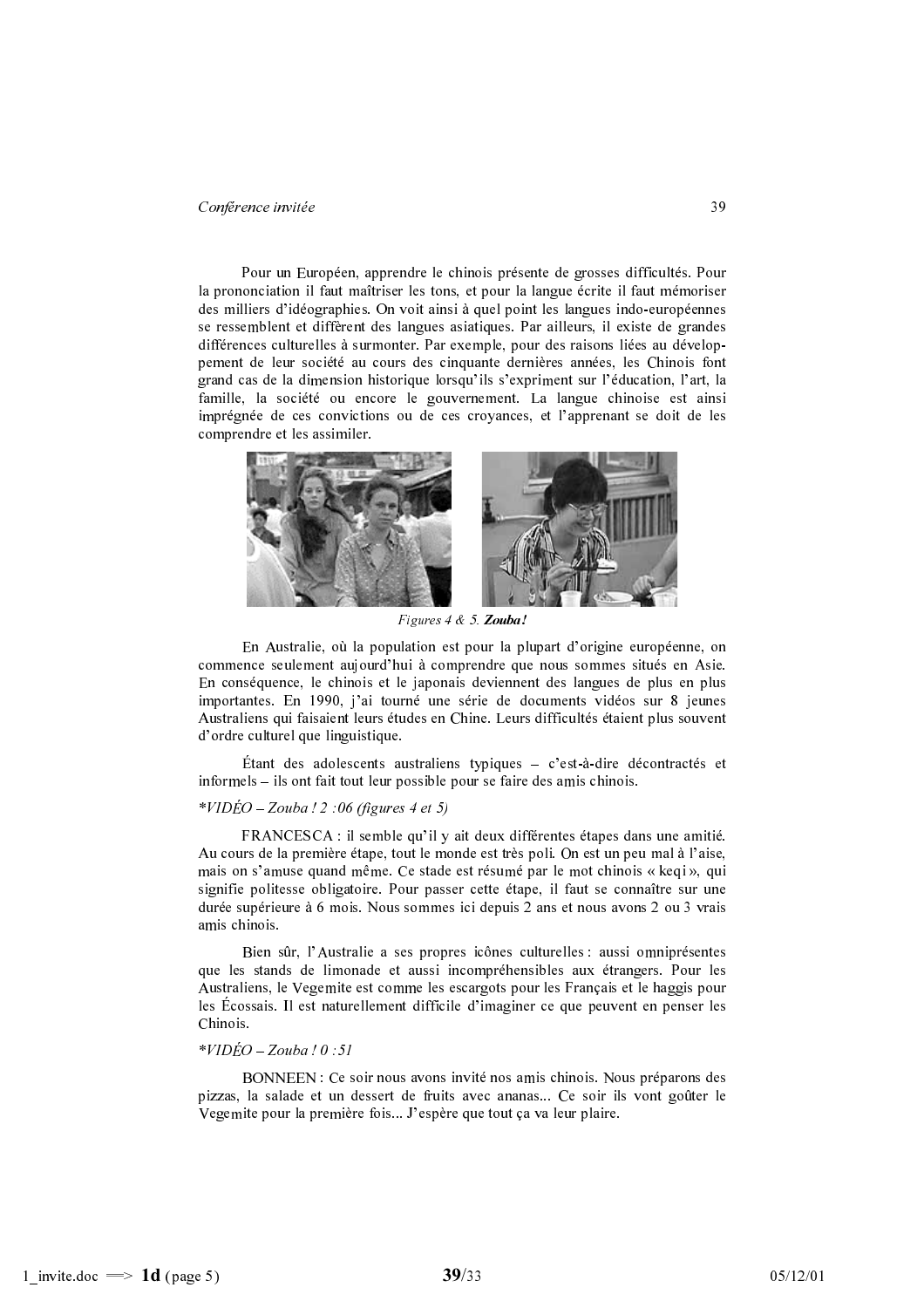Pour un Européen, apprendre le chinois présente de grosses difficultés. Pour la prononciation il faut maîtriser les tons, et pour la langue écrite il faut mémoriser des milliers d'idéographies. On voit ainsi à quel point les langues indo-européennes se ressemblent et diffèrent des langues asiatiques. Par ailleurs, il existe de grandes différences culturelles à surmonter. Par exemple, pour des raisons liées au développement de leur société au cours des cinquante dernières années, les Chinois font grand cas de la dimension historique lorsqu'ils s'expriment sur l'éducation, l'art, la famille, la société ou encore le gouvernement. La langue chinoise est ainsi imprégnée de ces convictions ou de ces croyances, et l'apprenant se doit de les comprendre et les assimiler.

*Figures 4 & 5.* ***Zouba!***

En Australie, où la population est pour la plupart d'origine européenne, on commence seulement aujourd'hui à comprendre que nous sommes situés en Asie. En conséquence, le chinois et le japonais deviennent des langues de plus en plus importantes. En 1990, j'ai tourné une série de documents vidéos sur 8 jeunes Australiens qui faisaient leurs études en Chine. Leurs difficultés étaient plus souvent d'ordre culturel que linguistique.

Étant des adolescents australiens typiques – c'est-à-dire décontractés et informels – ils ont fait tout leur possible pour se faire des amis chinois.

*\*VIDÉO – Zouba ! 2 :06 (figures 4 et 5)*

FRANCESCA : il semble qu'il y ait deux différentes étapes dans une amitié. Au cours de la première étape, tout le monde est très poli. On est un peu mal à l'aise, mais on s'amuse quand même. Ce stade est résumé par le mot chinois « keqi », qui signifie politesse obligatoire. Pour passer cette étape, il faut se connaître sur une durée supérieure à 6 mois. Nous sommes ici depuis 2 ans et nous avons 2 ou 3 vrais amis chinois.

Bien sûr, l'Australie a ses propres icônes culturelles : aussi omniprésentes que les stands de limonade et aussi incompréhensibles aux étrangers. Pour les Australiens, le Vegemite est comme les escargots pour les Français et le haggis pour les Écossais. Il est naturellement difficile d'imaginer ce que peuvent en penser les Chinois.

*\*VIDÉO – Zouba ! 0 :51*

BONNEEN : Ce soir nous avons invité nos amis chinois. Nous préparons des pizzas, la salade et un dessert de fruits avec ananas... Ce soir ils vont goûter le Vegemite pour la première fois... J'espère que tout ça va leur plaire.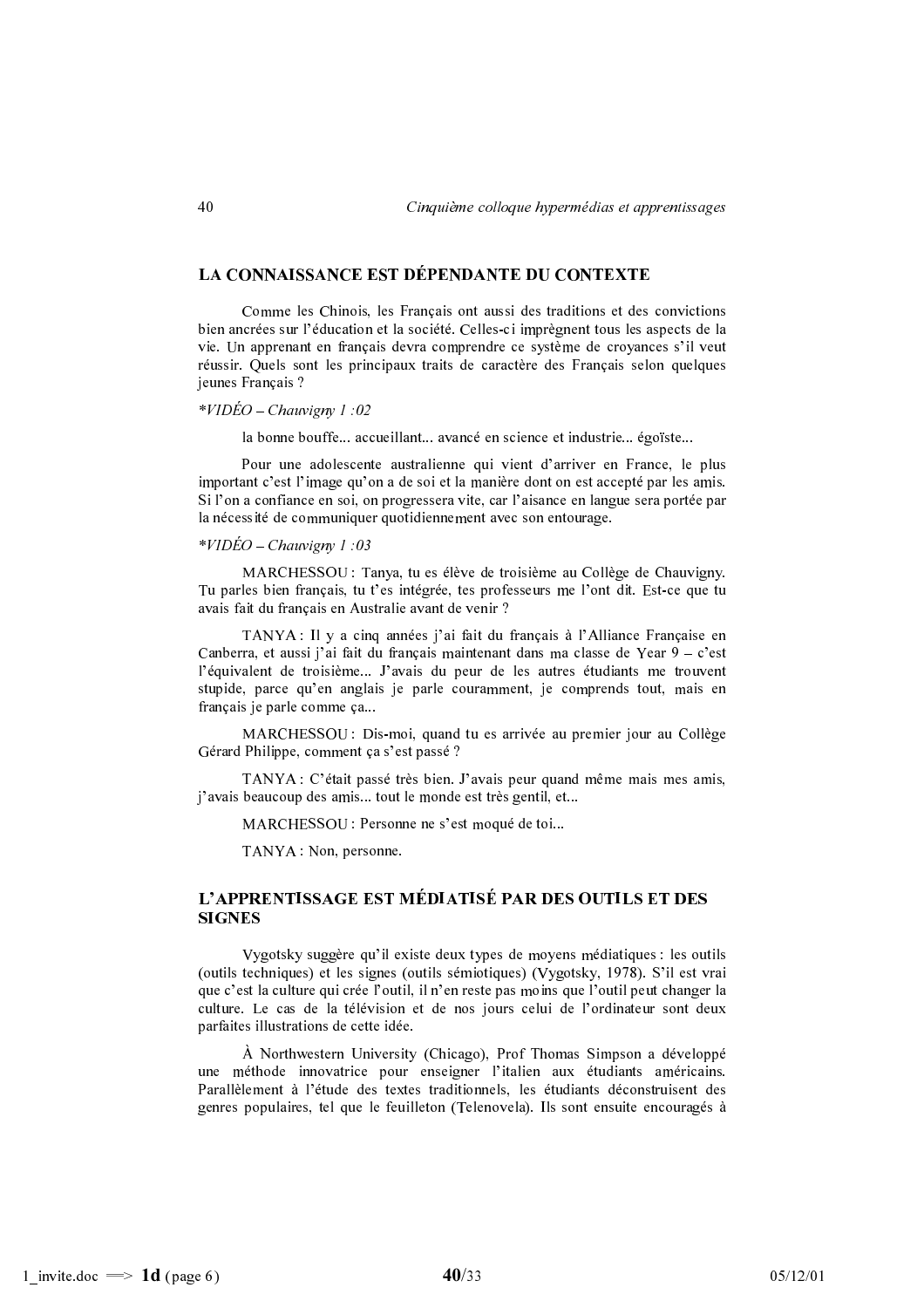## LA CONNAISSANCE EST DÉPENDANTE DU CONTEXTE

Comme les Chinois, les Français ont aussi des traditions et des convictions bien ancrées sur l'éducation et la société. Celles-ci imprègnent tous les aspects de la vie. Un apprenant en français devra comprendre ce système de croyances s'il veut réussir. Quels sont les principaux traits de caractère des Français selon quelques jeunes Français ?

**VIDÉO – Chauvigny 1 :02*

la bonne bouffe... accueillant... avancé en science et industrie... égoïste...

Pour une adolescente australienne qui vient d'arriver en France, le plus important c'est l'image qu'on a de soi et la manière dont on est accepté par les amis. Si l'on a confiance en soi, on progressera vite, car l'aisance en langue sera portée par la nécessité de communiquer quotidiennement avec son entourage.

**VIDÉO – Chauvigny 1 :03*

MARCHESSOU : Tanya, tu es élève de troisième au Collège de Chauvigny. Tu parles bien français, tu t'es intégrée, tes professeurs me l'ont dit. Est-ce que tu avais fait du français en Australie avant de venir ?

TANYA : Il y a cinq années j'ai fait du français à l'Alliance Française en Canberra, et aussi j'ai fait du français maintenant dans ma classe de Year 9 – c'est l'équivalent de troisième... J'avais du peur de les autres étudiants me trouvent stupide, parce qu'en anglais je parle couramment, je comprends tout, mais en français je parle comme ça...

MARCHESSOU : Dis-moi, quand tu es arrivée au premier jour au Collège Gérard Philippe, comment ça s'est passé ?

TANYA : C'était passé très bien. J'avais peur quand même mais mes amis, j'avais beaucoup des amis... tout le monde est très gentil, et...

MARCHESSOU : Personne ne s'est moqué de toi...

TANYA : Non, personne.

## L'APPRENTISSAGE EST MÉDIATISÉ PAR DES OUTILS ET DES SIGNES

Vygotsky suggère qu'il existe deux types de moyens médiatiques : les outils (outils techniques) et les signes (outils sémiotiques) (Vygotsky, 1978). S'il est vrai que c'est la culture qui crée l'outil, il n'en reste pas moins que l'outil peut changer la culture. Le cas de la télévision et de nos jours celui de l'ordinateur sont deux parfaites illustrations de cette idée.

À Northwestern University (Chicago), Prof Thomas Simpson a développé une méthode innovatrice pour enseigner l'italien aux étudiants américains. Parallèlement à l'étude des textes traditionnels, les étudiants déconstruisent des genres populaires, tel que le feuilleton (Telenovela). Ils sont ensuite encouragés à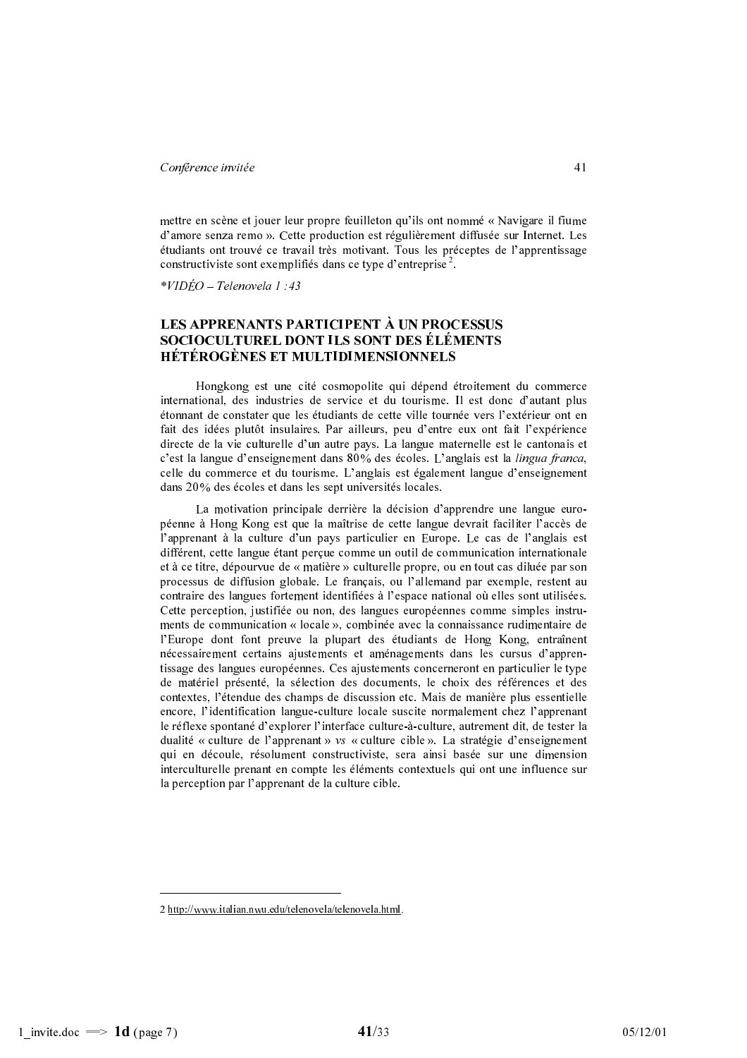mettre en scène et jouer leur propre feuilleton qu'ils ont nommé « Navigare il fiume d'amore senza remo ». Cette production est régulièrement diffusée sur Internet. Les étudiants ont trouvé ce travail très motivant. Tous les préceptes de l'apprentissage constructiviste sont exemplifiés dans ce type d'entreprise[2].

*\*VIDÉO – Telenovela 1 :43*

## LES APPRENANTS PARTICIPENT À UN PROCESSUS SOCIOCULTUREL DONT ILS SONT DES ÉLÉMENTS HÉTÉROGÈNES ET MULTIDIMENSIONNELS

Hongkong est une cité cosmopolite qui dépend étroitement du commerce international, des industries de service et du tourisme. Il est donc d'autant plus étonnant de constater que les étudiants de cette ville tournée vers l'extérieur ont en fait des idées plutôt insulaires. Par ailleurs, peu d'entre eux ont fait l'expérience directe de la vie culturelle d'un autre pays. La langue maternelle est le cantonais et c'est la langue d'enseignement dans 80% des écoles. L'anglais est la *lingua franca*, celle du commerce et du tourisme. L'anglais est également langue d'enseignement dans 20% des écoles et dans les sept universités locales.

La motivation principale derrière la décision d'apprendre une langue européenne à Hong Kong est que la maîtrise de cette langue devrait faciliter l'accès de l'apprenant à la culture d'un pays particulier en Europe. Le cas de l'anglais est différent, cette langue étant perçue comme un outil de communication internationale et à ce titre, dépourvue de « matière » culturelle propre, ou en tout cas diluée par son processus de diffusion globale. Le français, ou l'allemand par exemple, restent au contraire des langues fortement identifiées à l'espace national où elles sont utilisées. Cette perception, justifiée ou non, des langues européennes comme simples instruments de communication « locale », combinée avec la connaissance rudimentaire de l'Europe dont font preuve la plupart des étudiants de Hong Kong, entraînent nécessairement certains ajustements et aménagements dans les cursus d'apprentissage des langues européennes. Ces ajustements concerneront en particulier le type de matériel présenté, la sélection des documents, le choix des références et des contextes, l'étendue des champs de discussion etc. Mais de manière plus essentielle encore, l'identification langue-culture locale suscite normalement chez l'apprenant le réflexe spontané d'explorer l'interface culture-à-culture, autrement dit, de tester la dualité « culture de l'apprenant » *vs* « culture cible ». La stratégie d'enseignement qui en découle, résolument constructiviste, sera ainsi basée sur une dimension interculturelle prenant en compte les éléments contextuels qui ont une influence sur la perception par l'apprenant de la culture cible.

---

2 http://www.italian.nwu.edu/telenovela/telenovela.html.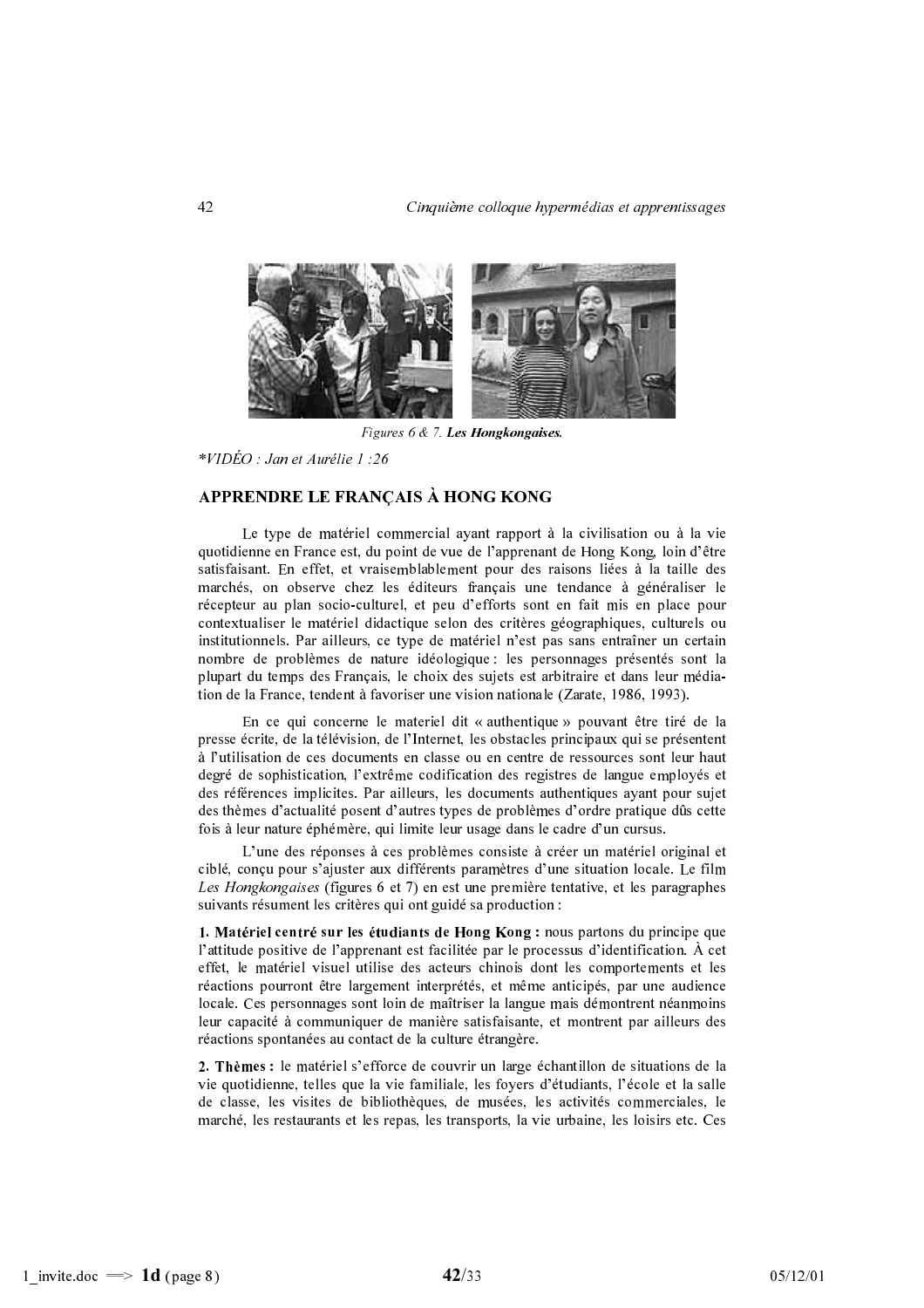Figures 6 & 7. **Les Hongkongaises.**

*\*VIDÉO : Jan et Aurélie 1 :26*

## APPRENDRE LE FRANÇAIS À HONG KONG

Le type de matériel commercial ayant rapport à la civilisation ou à la vie quotidienne en France est, du point de vue de l'apprenant de Hong Kong, loin d'être satisfaisant. En effet, et vraisemblablement pour des raisons liées à la taille des marchés, on observe chez les éditeurs français une tendance à généraliser le récepteur au plan socio-culturel, et peu d'efforts sont en fait mis en place pour contextualiser le matériel didactique selon des critères géographiques, culturels ou institutionnels. Par ailleurs, ce type de matériel n'est pas sans entraîner un certain nombre de problèmes de nature idéologique : les personnages présentés sont la plupart du temps des Français, le choix des sujets est arbitraire et dans leur médiation de la France, tendent à favoriser une vision nationale (Zarate, 1986, 1993).

En ce qui concerne le materiel dit « authentique » pouvant être tiré de la presse écrite, de la télévision, de l'Internet, les obstacles principaux qui se présentent à l'utilisation de ces documents en classe ou en centre de ressources sont leur haut degré de sophistication, l'extrême codification des registres de langue employés et des références implicites. Par ailleurs, les documents authentiques ayant pour sujet des thèmes d'actualité posent d'autres types de problèmes d'ordre pratique dûs cette fois à leur nature éphémère, qui limite leur usage dans le cadre d'un cursus.

L'une des réponses à ces problèmes consiste à créer un matériel original et ciblé, conçu pour s'ajuster aux différents paramètres d'une situation locale. Le film *Les Hongkongaises* (figures 6 et 7) en est une première tentative, et les paragraphes suivants résument les critères qui ont guidé sa production :

**1. Matériel centré sur les étudiants de Hong Kong :** nous partons du principe que l'attitude positive de l'apprenant est facilitée par le processus d'identification. À cet effet, le matériel visuel utilise des acteurs chinois dont les comportements et les réactions pourront être largement interprétés, et même anticipés, par une audience locale. Ces personnages sont loin de maîtriser la langue mais démontrent néanmoins leur capacité à communiquer de manière satisfaisante, et montrent par ailleurs des réactions spontanées au contact de la culture étrangère.

**2. Thèmes :** le matériel s'efforce de couvrir un large échantillon de situations de la vie quotidienne, telles que la vie familiale, les foyers d'étudiants, l'école et la salle de classe, les visites de bibliothèques, de musées, les activités commerciales, le marché, les restaurants et les repas, les transports, la vie urbaine, les loisirs etc. Ces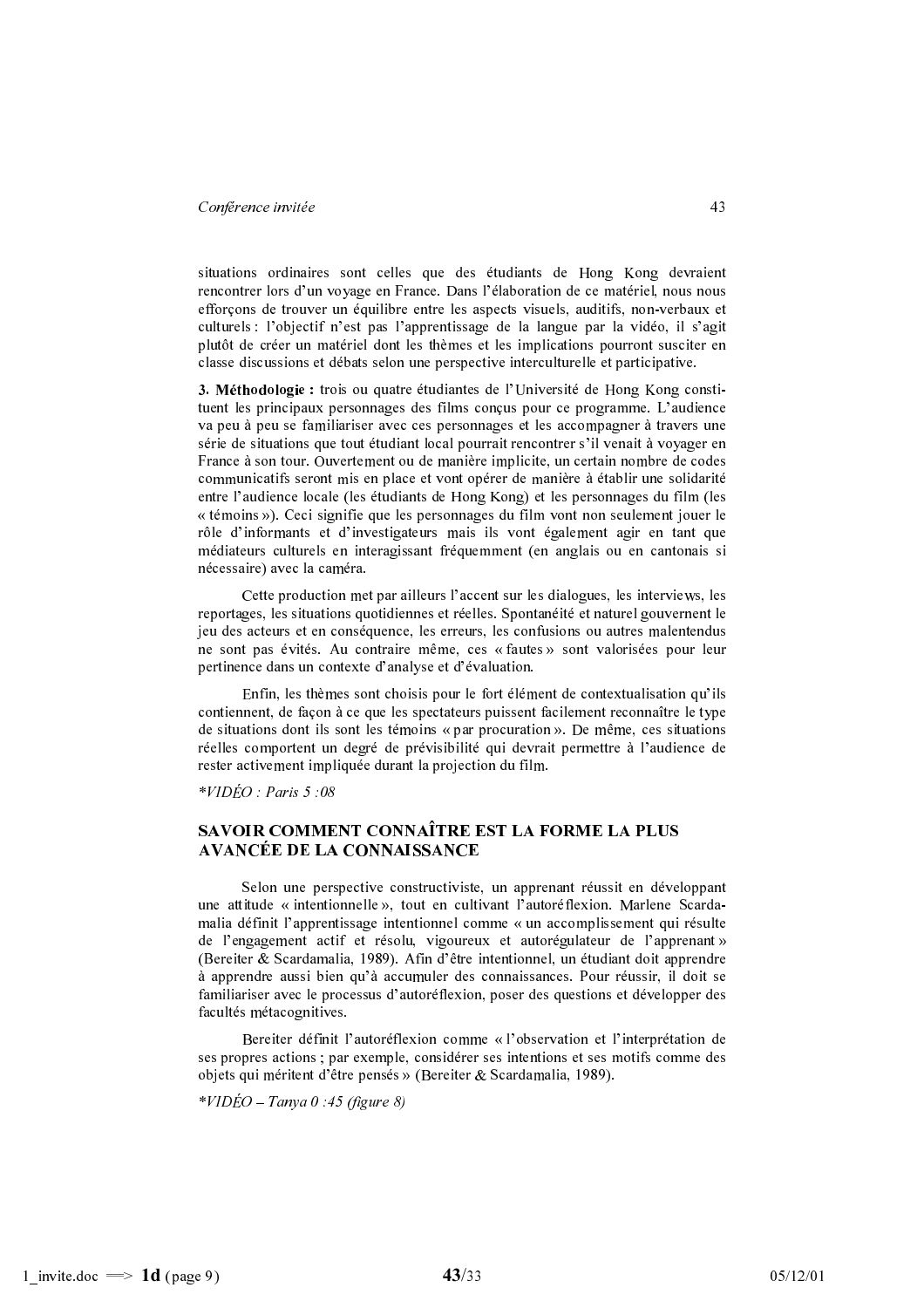situations ordinaires sont celles que des étudiants de Hong Kong devraient rencontrer lors d'un voyage en France. Dans l'élaboration de ce matériel, nous nous efforçons de trouver un équilibre entre les aspects visuels, auditifs, non-verbaux et culturels : l'objectif n'est pas l'apprentissage de la langue par la vidéo, il s'agit plutôt de créer un matériel dont les thèmes et les implications pourront susciter en classe discussions et débats selon une perspective interculturelle et participative.

**3. Méthodologie :** trois ou quatre étudiantes de l'Université de Hong Kong constituent les principaux personnages des films conçus pour ce programme. L'audience va peu à peu se familiariser avec ces personnages et les accompagner à travers une série de situations que tout étudiant local pourrait rencontrer s'il venait à voyager en France à son tour. Ouvertement ou de manière implicite, un certain nombre de codes communicatifs seront mis en place et vont opérer de manière à établir une solidarité entre l'audience locale (les étudiants de Hong Kong) et les personnages du film (les « témoins »). Ceci signifie que les personnages du film vont non seulement jouer le rôle d'informants et d'investigateurs mais ils vont également agir en tant que médiateurs culturels en interagissant fréquemment (en anglais ou en cantonais si nécessaire) avec la caméra.

Cette production met par ailleurs l'accent sur les dialogues, les interviews, les reportages, les situations quotidiennes et réelles. Spontanéité et naturel gouvernent le jeu des acteurs et en conséquence, les erreurs, les confusions ou autres malentendus ne sont pas évités. Au contraire même, ces « fautes » sont valorisées pour leur pertinence dans un contexte d'analyse et d'évaluation.

Enfin, les thèmes sont choisis pour le fort élément de contextualisation qu'ils contiennent, de façon à ce que les spectateurs puissent facilement reconnaître le type de situations dont ils sont les témoins « par procuration ». De même, ces situations réelles comportent un degré de prévisibilité qui devrait permettre à l'audience de rester activement impliquée durant la projection du film.

*\*VIDÉO : Paris 5 :08*

## SAVOIR COMMENT CONNAÎTRE EST LA FORME LA PLUS AVANCÉE DE LA CONNAISSANCE

Selon une perspective constructiviste, un apprenant réussit en développant une attitude « intentionnelle », tout en cultivant l'autoréflexion. Marlene Scardamalia définit l'apprentissage intentionnel comme « un accomplissement qui résulte de l'engagement actif et résolu, vigoureux et autorégulateur de l'apprenant » (Bereiter & Scardamalia, 1989). Afin d'être intentionnel, un étudiant doit apprendre à apprendre aussi bien qu'à accumuler des connaissances. Pour réussir, il doit se familiariser avec le processus d'autoréflexion, poser des questions et développer des facultés métacognitives.

Bereiter définit l'autoréflexion comme « l'observation et l'interprétation de ses propres actions ; par exemple, considérer ses intentions et ses motifs comme des objets qui méritent d'être pensés » (Bereiter & Scardamalia, 1989).

*\*VIDÉO – Tanya 0 :45 (figure 8)*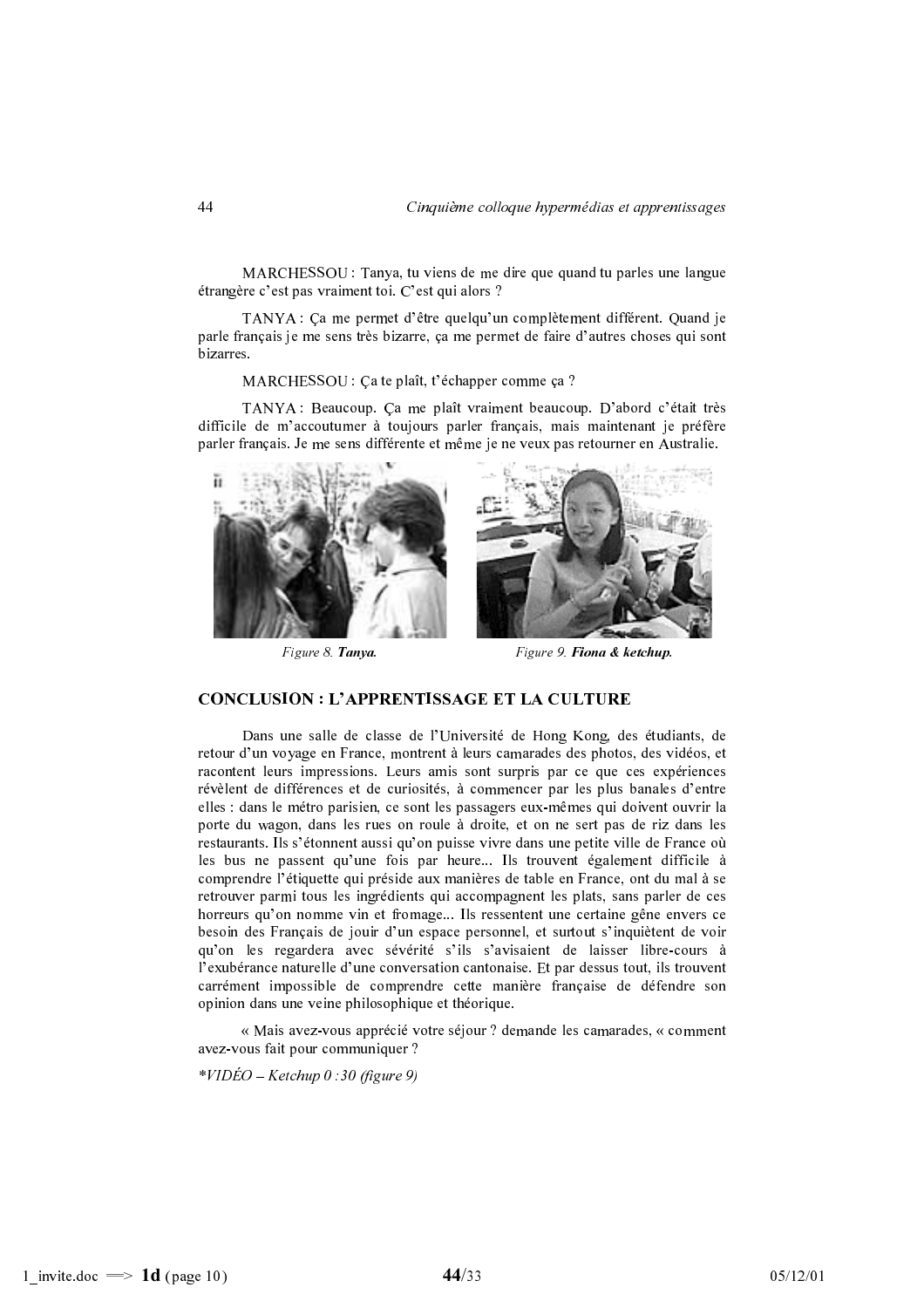MARCHESSOU : Tanya, tu viens de me dire que quand tu parles une langue étrangère c'est pas vraiment toi. C'est qui alors ?

TANYA : Ça me permet d'être quelqu'un complètement différent. Quand je parle français je me sens très bizarre, ça me permet de faire d'autres choses qui sont bizarres.

MARCHESSOU : Ça te plaît, t'échapper comme ça ?

TANYA : Beaucoup. Ça me plaît vraiment beaucoup. D'abord c'était très difficile de m'accoutumer à toujours parler français, mais maintenant je préfère parler français. Je me sens différente et même je ne veux pas retourner en Australie.

*Figure 8.* ***Tanya.***

*Figure 9.* ***Fiona & ketchup.***

## CONCLUSION : L'APPRENTISSAGE ET LA CULTURE

Dans une salle de classe de l'Université de Hong Kong, des étudiants, de retour d'un voyage en France, montrent à leurs camarades des photos, des vidéos, et racontent leurs impressions. Leurs amis sont surpris par ce que ces expériences révèlent de différences et de curiosités, à commencer par les plus banales d'entre elles : dans le métro parisien, ce sont les passagers eux-mêmes qui doivent ouvrir la porte du wagon, dans les rues on roule à droite, et on ne sert pas de riz dans les restaurants. Ils s'étonnent aussi qu'on puisse vivre dans une petite ville de France où les bus ne passent qu'une fois par heure... Ils trouvent également difficile à comprendre l'étiquette qui préside aux manières de table en France, ont du mal à se retrouver parmi tous les ingrédients qui accompagnent les plats, sans parler de ces horreurs qu'on nomme vin et fromage... Ils ressentent une certaine gêne envers ce besoin des Français de jouir d'un espace personnel, et surtout s'inquiètent de voir qu'on les regardera avec sévérité s'ils s'avisaient de laisser libre-cours à l'exubérance naturelle d'une conversation cantonaise. Et par dessus tout, ils trouvent carrément impossible de comprendre cette manière française de défendre son opinion dans une veine philosophique et théorique.

« Mais avez-vous apprécié votre séjour ? demande les camarades, « comment avez-vous fait pour communiquer ?

*\*VIDÉO – Ketchup 0 :30 (figure 9)*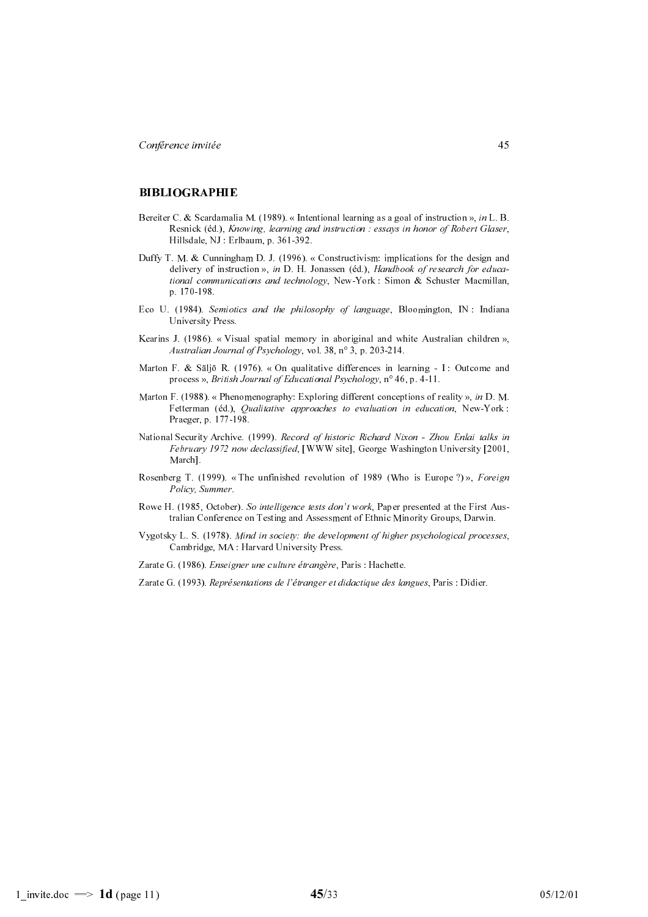## BIBLIOGRAPHIE

Bereiter C. & Scardamalia M. (1989). « Intentional learning as a goal of instruction », *in* L. B. Resnick (éd.), *Knowing, learning and instruction : essays in honor of Robert Glaser*, Hillsdale, NJ : Erlbaum, p. 361-392.

Duffy T. M. & Cunningham D. J. (1996). « Constructivism: implications for the design and delivery of instruction », *in* D. H. Jonassen (éd.), *Handbook of research for educational communications and technology*, New-York : Simon & Schuster Macmillan, p. 170-198.

Eco U. (1984). *Semiotics and the philosophy of language*, Bloomington, IN : Indiana University Press.

Kearins J. (1986). « Visual spatial memory in aboriginal and white Australian children », *Australian Journal of Psychology*, vol. 38, n° 3, p. 203-214.

Marton F. & Säljö R. (1976). « On qualitative differences in learning - I : Outcome and process », *British Journal of Educational Psychology*, n° 46, p. 4-11.

Marton F. (1988). « Phenomenography: Exploring different conceptions of reality », *in* D. M. Fetterman (éd.), *Qualitative approaches to evaluation in education*, New-York : Praeger, p. 177-198.

National Security Archive. (1999). *Record of historic Richard Nixon - Zhou Enlai talks in February 1972 now declassified*, [WWW site], George Washington University [2001, March].

Rosenberg T. (1999). « The unfinished revolution of 1989 (Who is Europe ?) », *Foreign Policy, Summer*.

Rowe H. (1985, October). *So intelligence tests don't work*, Paper presented at the First Australian Conference on Testing and Assessment of Ethnic Minority Groups, Darwin.

Vygotsky L. S. (1978). *Mind in society: the development of higher psychological processes*, Cambridge, MA : Harvard University Press.

Zarate G. (1986). *Enseigner une culture étrangère*, Paris : Hachette.

Zarate G. (1993). *Représentations de l'étranger et didactique des langues*, Paris : Didier.